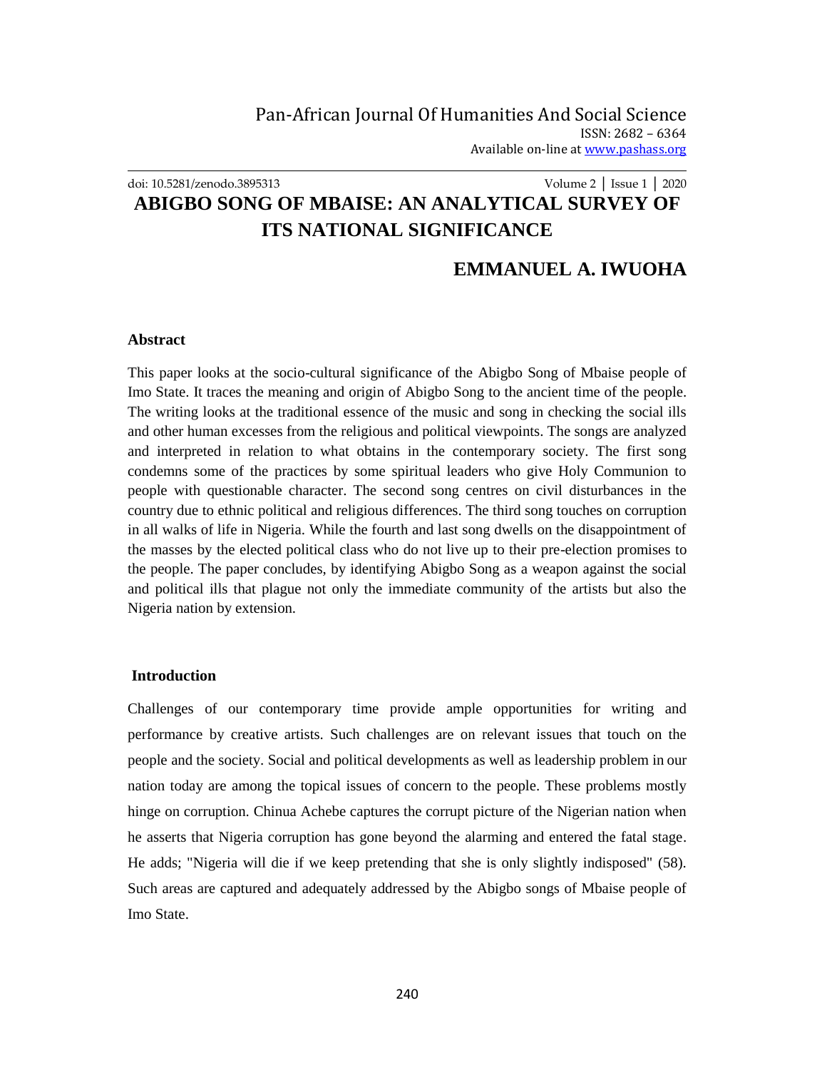# ABIGBO SONG OF MBAISE: AN ANALYTICAL SURVEY OF ITS NATIONAL SIGNIFICANCE

## EMMANUEL A. IWUOHA

### Abstract

This paper looks at the socio-cultural significance of the Abigbo Song of Mbaise people of Imo State. It traces the meaning and origin of Abigbo Song to the ancient time of the people. The writing looks at the traditional essence of the music and song in checking the social ills and other human excesses from the religious and political viewpoints. The songs are analyzed and interpreted in relation to what obtains in the contemporary society. The first song condemns some of the practices by some spiritual leaders who give Holy Communion to people with questionable character. The second song centres on civil disturbances in the country due to ethnic political and religious differences. The third song touches on corruption in all walks of life in Nigeria. While the fourth and last song dwells on the disappointment of the masses by the elected political class who do not live up to their pre-election promises to the people. The paper concludes, by identifying Abigbo Song as a weapon against the social and political ills that plague not only the immediate community of the artists but also the Nigeria nation by extension.

### Introduction

Challenges of our contemporary time provide ample opportunities for writing and performance by creative artists. Such challenges are on relevant issues that touch on the people and the society. Social and political developments as well as leadership problem in our nation today are among the topical issues of concern to the people. These problems mostly hinge on corruption. Chinua Achebe captures the corrupt picture of the Nigerian nation when he asserts that Nigeria corruption has gone beyond the alarming and entered the fatal stage. He adds; "Nigeria will die if we keep pretending that she is only slightly indisposed" (58). Such areas are captured and adequately addressed by the Abigbo songs of Mbaise people of Imo State.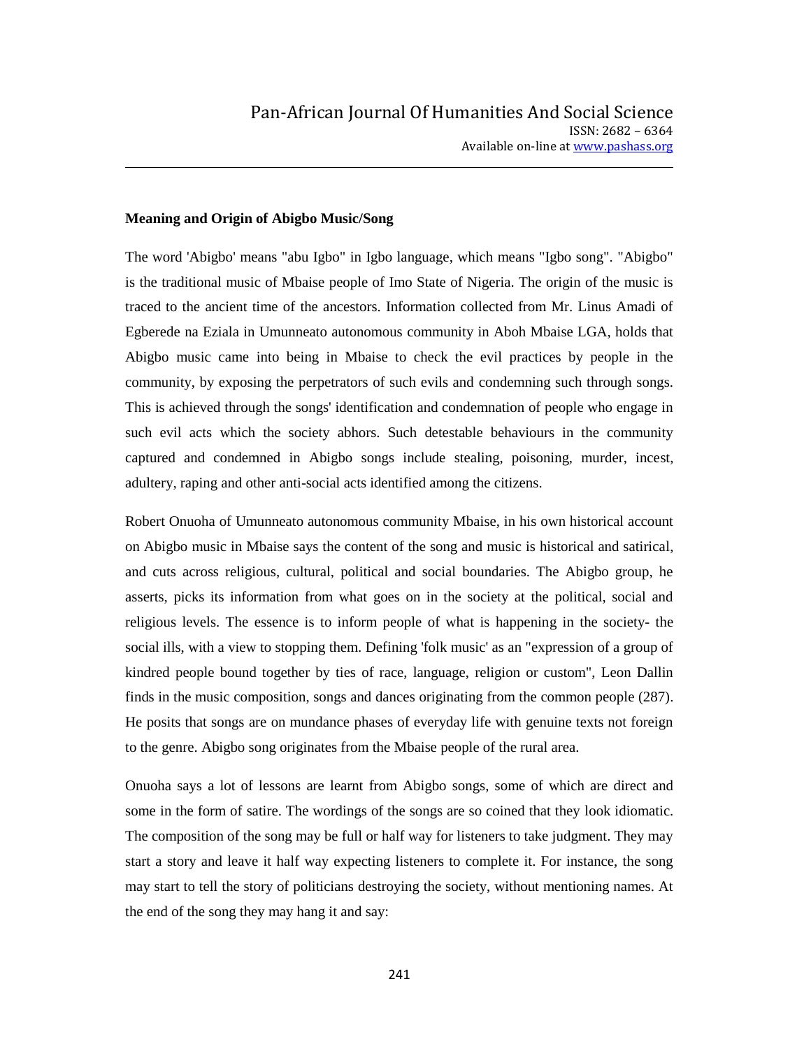**Meaning and Origin of Abigbo Music/Song**

The word 'Abigbo' means "abu Igbo" in Igbo language, which means "Igbo song". "Abigbo" is the traditional music of Mbaise people of Imo State of Nigeria. The origin of the music is traced to the ancient time of the ancestors. Information collected from Mr. Linus Amadi of Egberede na Eziala in Umunneato autonomous community in Aboh Mbaise LGA, holds that Abigbo music came into being in Mbaise to check the evil practices by people in the community, by exposing the perpetrators of such evils and condemning such through songs. This is achieved through the songs' identification and condemnation of people who engage in such evil acts which the society abhors. Such detestable behaviours in the community captured and condemned in Abigbo songs include stealing, poisoning, murder, incest, adultery, raping and other anti-social acts identified among the citizens.

Robert Onuoha of Umunneato autonomous community Mbaise, in his own historical account on Abigbo music in Mbaise says the content of the song and music is historical and satirical, and cuts across religious, cultural, political and social boundaries. The Abigbo group, he asserts, picks its information from what goes on in the society at the political, social and religious levels. The essence is to inform people of what is happening in the society- the social ills, with a view to stopping them. Defining 'folk music' as an "expression of a group of kindred people bound together by ties of race, language, religion or custom", Leon Dallin finds in the music composition, songs and dances originating from the common people (287). He posits that songs are on mundance phases of everyday life with genuine texts not foreign to the genre. Abigbo song originates from the Mbaise people of the rural area.

Onuoha says a lot of lessons are learnt from Abigbo songs, some of which are direct and some in the form of satire. The wordings of the songs are so coined that they look idiomatic. The composition of the song may be full or half way for listeners to take judgment. They may start a story and leave it half way expecting listeners to complete it. For instance, the song may start to tell the story of politicians destroying the society, without mentioning names. At the end of the song they may hang it and say: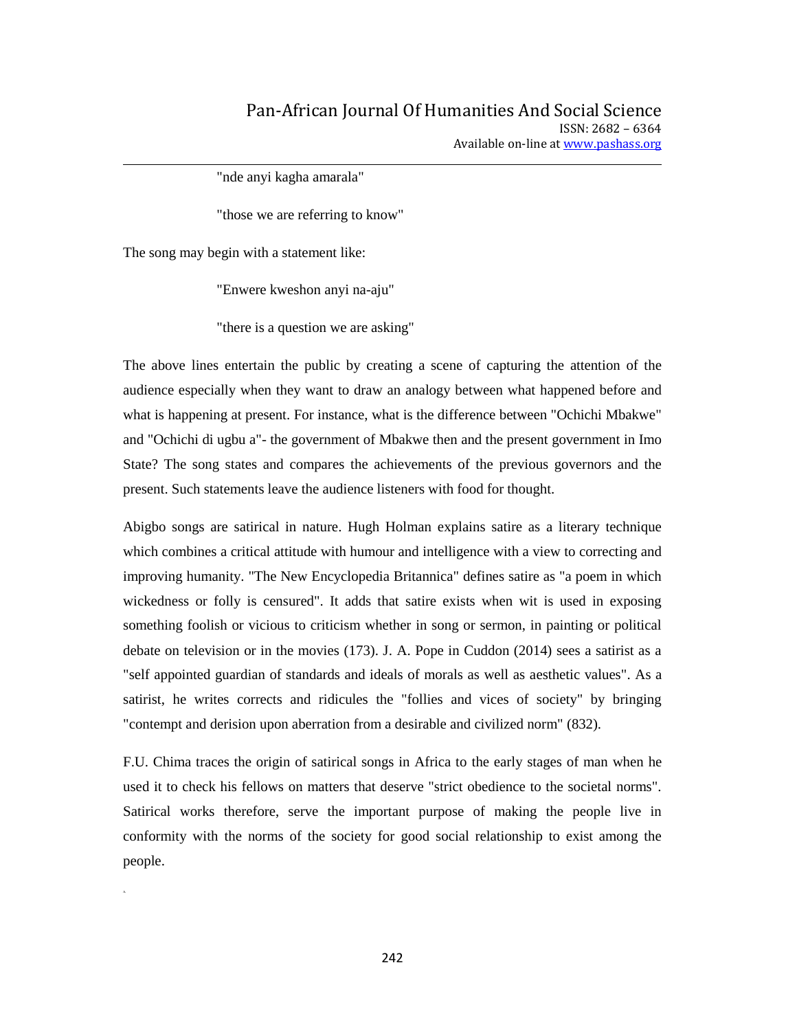"nde anyi kagha amarala"

"those we are referring to know"

The song may begin with a statement like:

"Enwere kweshon anyi na-aju"

"there is a question we are asking"

The above lines entertain the public by creating a scene of capturing the attention of the audience especially when they want to draw an analogy between what happened before and what is happening at present. For instance, what is the difference between "Ochichi Mbakwe" and "Ochichi di ugbu a"- the government of Mbakwe then and the present government in Imo State? The song states and compares the achievements of the previous governors and the present. Such statements leave the audience listeners with food for thought.

Abigbo songs are satirical in nature. Hugh Holman explains satire as a literary technique which combines a critical attitude with humour and intelligence with a view to correcting and improving humanity. "The New Encyclopedia Britannica" defines satire as "a poem in which wickedness or folly is censured". It adds that satire exists when wit is used in exposing something foolish or vicious to criticism whether in song or sermon, in painting or political debate on television or in the movies (173). J. A. Pope in Cuddon (2014) sees a satirist as a "self appointed guardian of standards and ideals of morals as well as aesthetic values". As a satirist, he writes corrects and ridicules the "follies and vices of society" by bringing "contempt and derision upon aberration from a desirable and civilized norm" (832).

F.U. Chima traces the origin of satirical songs in Africa to the early stages of man when he used it to check his fellows on matters that deserve "strict obedience to the societal norms". Satirical works therefore, serve the important purpose of making the people live in conformity with the norms of the society for good social relationship to exist among the people.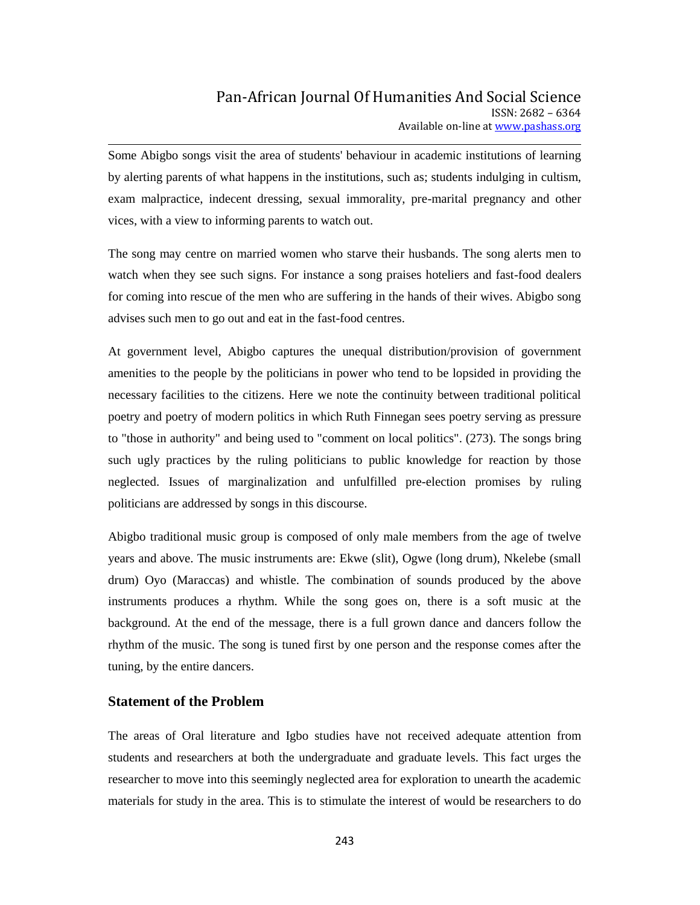Some Abigbo songs visit the area of students' behaviour in academic institutions of learning by alerting parents of what happens in the institutions, such as; students indulging in cultism, exam malpractice, indecent dressing, sexual immorality, pre-marital pregnancy and other vices, with a view to informing parents to watch out.

The song may centre on married women who starve their husbands. The song alerts men to watch when they see such signs. For instance a song praises hoteliers and fast-food dealers for coming into rescue of the men who are suffering in the hands of their wives. Abigbo song advises such men to go out and eat in the fast-food centres.

At government level, Abigbo captures the unequal distribution/provision of government amenities to the people by the politicians in power who tend to be lopsided in providing the necessary facilities to the citizens. Here we note the continuity between traditional political poetry and poetry of modern politics in which Ruth Finnegan sees poetry serving as pressure to "those in authority" and being used to "comment on local politics". (273). The songs bring such ugly practices by the ruling politicians to public knowledge for reaction by those neglected. Issues of marginalization and unfulfilled pre-election promises by ruling politicians are addressed by songs in this discourse.

Abigbo traditional music group is composed of only male members from the age of twelve years and above. The music instruments are: Ekwe (slit), Ogwe (long drum), Nkelebe (small drum) Oyo (Maraccas) and whistle. The combination of sounds produced by the above instruments produces a rhythm. While the song goes on, there is a soft music at the background. At the end of the message, there is a full grown dance and dancers follow the rhythm of the music. The song is tuned first by one person and the response comes after the tuning, by the entire dancers.

### Statement of the Problem

The areas of Oral literature and Igbo studies have not received adequate attention from students and researchers at both the undergraduate and graduate levels. This fact urges the researcher to move into this seemingly neglected area for exploration to unearth the academic materials for study in the area. This is to stimulate the interest of would be researchers to do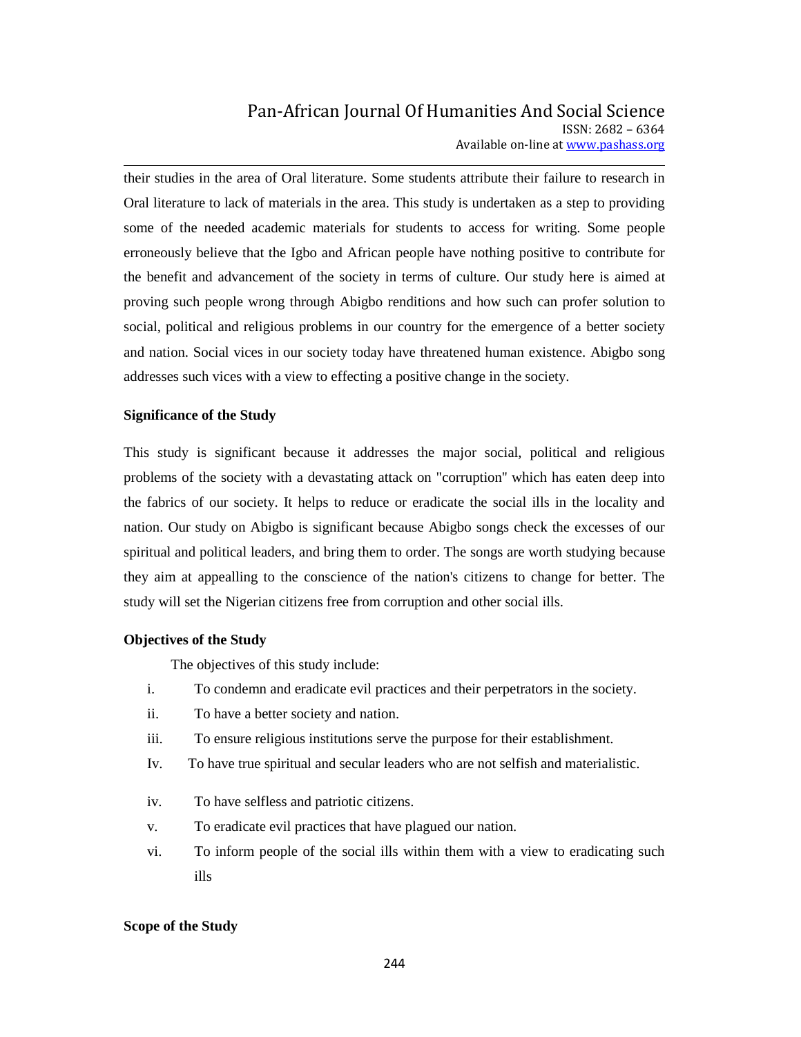their studies in the area of Oral literature. Some students attribute their failure to research in Oral literature to lack of materials in the area. This study is undertaken as a step to providing some of the needed academic materials for students to access for writing. Some people erroneously believe that the Igbo and African people have nothing positive to contribute for the benefit and advancement of the society in terms of culture. Our study here is aimed at proving such people wrong through Abigbo renditions and how such can profer solution to social, political and religious problems in our country for the emergence of a better society and nation. Social vices in our society today have threatened human existence. Abigbo song addresses such vices with a view to effecting a positive change in the society.

**Significance of the Study**

This study is significant because it addresses the major social, political and religious problems of the society with a devastating attack on "corruption" which has eaten deep into the fabrics of our society. It helps to reduce or eradicate the social ills in the locality and nation. Our study on Abigbo is significant because Abigbo songs check the excesses of our spiritual and political leaders, and bring them to order. The songs are worth studying because they aim at appealling to the conscience of the nation's citizens to change for better. The study will set the Nigerian citizens free from corruption and other social ills.

**Objectives of the Study**

The objectives of this study include:

i. To condemn and eradicate evil practices and their perpetrators in the society.

ii. To have a better society and nation.

iii. To ensure religious institutions serve the purpose for their establishment.

Iv. To have true spiritual and secular leaders who are not selfish and materialistic.

iv. To have selfless and patriotic citizens.

v. To eradicate evil practices that have plagued our nation.

vi. To inform people of the social ills within them with a view to eradicating such ills

**Scope of the Study**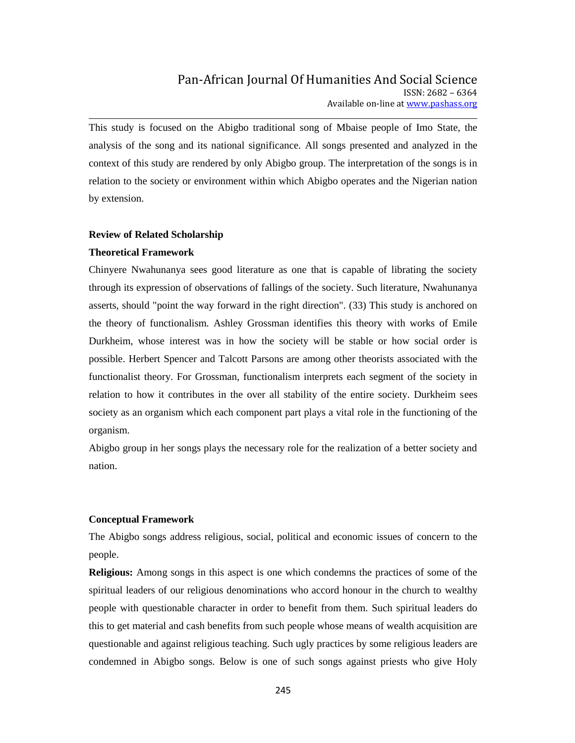This study is focused on the Abigbo traditional song of Mbaise people of Imo State, the analysis of the song and its national significance. All songs presented and analyzed in the context of this study are rendered by only Abigbo group. The interpretation of the songs is in relation to the society or environment within which Abigbo operates and the Nigerian nation by extension.

## Review of Related Scholarship

### Theoretical Framework

Chinyere Nwahunanya sees good literature as one that is capable of librating the society through its expression of observations of fallings of the society. Such literature, Nwahunanya asserts, should "point the way forward in the right direction". (33) This study is anchored on the theory of functionalism. Ashley Grossman identifies this theory with works of Emile Durkheim, whose interest was in how the society will be stable or how social order is possible. Herbert Spencer and Talcott Parsons are among other theorists associated with the functionalist theory. For Grossman, functionalism interprets each segment of the society in relation to how it contributes in the over all stability of the entire society. Durkheim sees society as an organism which each component part plays a vital role in the functioning of the organism.

Abigbo group in her songs plays the necessary role for the realization of a better society and nation.

### Conceptual Framework

The Abigbo songs address religious, social, political and economic issues of concern to the people.

**Religious:** Among songs in this aspect is one which condemns the practices of some of the spiritual leaders of our religious denominations who accord honour in the church to wealthy people with questionable character in order to benefit from them. Such spiritual leaders do this to get material and cash benefits from such people whose means of wealth acquisition are questionable and against religious teaching. Such ugly practices by some religious leaders are condemned in Abigbo songs. Below is one of such songs against priests who give Holy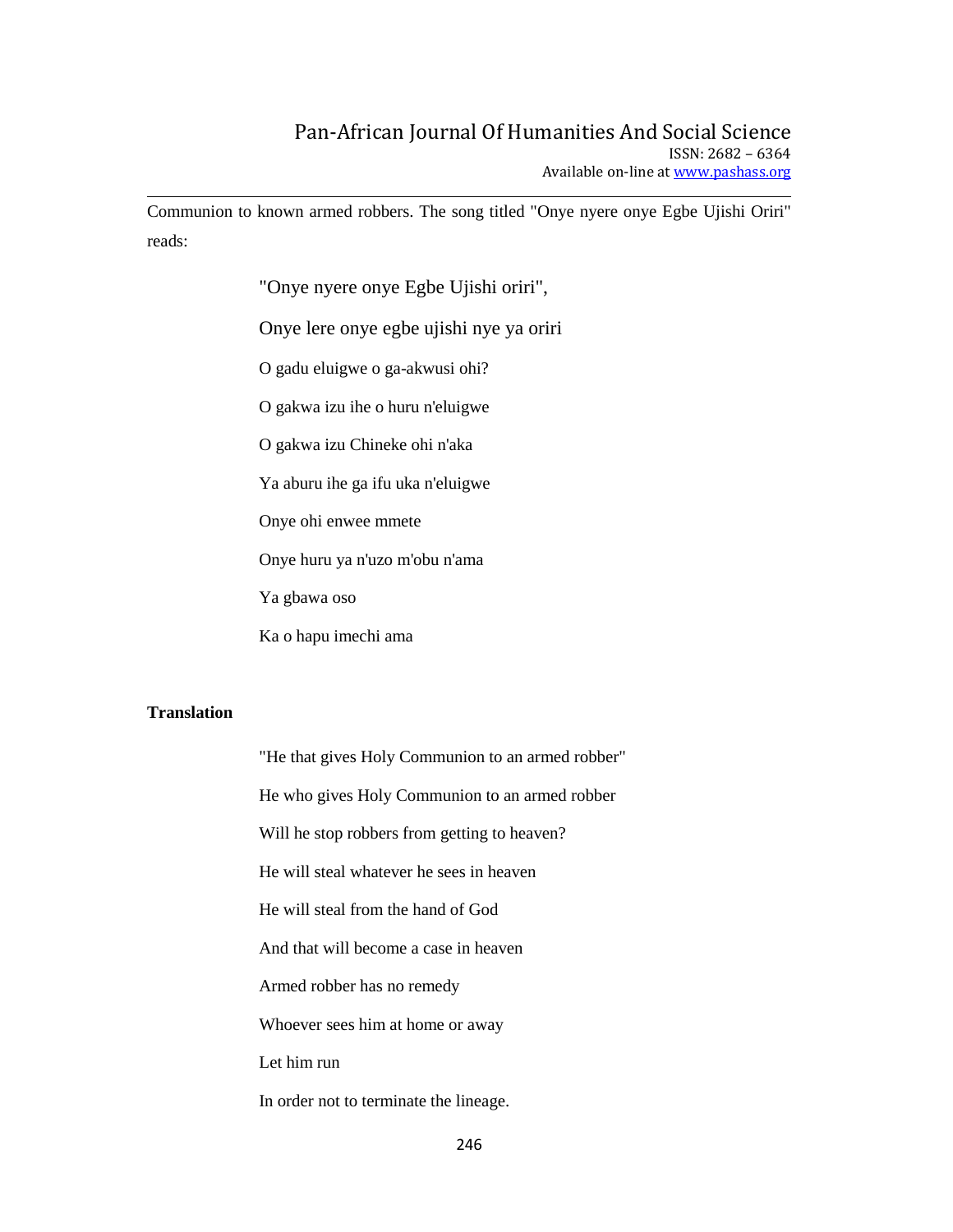Communion to known armed robbers. The song titled "Onye nyere onye Egbe Ujishi Oriri" reads:

> "Onye nyere onye Egbe Ujishi oriri",
>
> Onye lere onye egbe ujishi nye ya oriri
>
> O gadu eluigwe o ga-akwusi ohi?
>
> O gakwa izu ihe o huru n'eluigwe
>
> O gakwa izu Chineke ohi n'aka
>
> Ya aburu ihe ga ifu uka n'eluigwe
>
> Onye ohi enwee mmete
>
> Onye huru ya n'uzo m'obu n'ama
>
> Ya gbawa oso
>
> Ka o hapu imechi ama

**Translation**

> "He that gives Holy Communion to an armed robber"
>
> He who gives Holy Communion to an armed robber
>
> Will he stop robbers from getting to heaven?
>
> He will steal whatever he sees in heaven
>
> He will steal from the hand of God
>
> And that will become a case in heaven
>
> Armed robber has no remedy
>
> Whoever sees him at home or away
>
> Let him run
>
> In order not to terminate the lineage.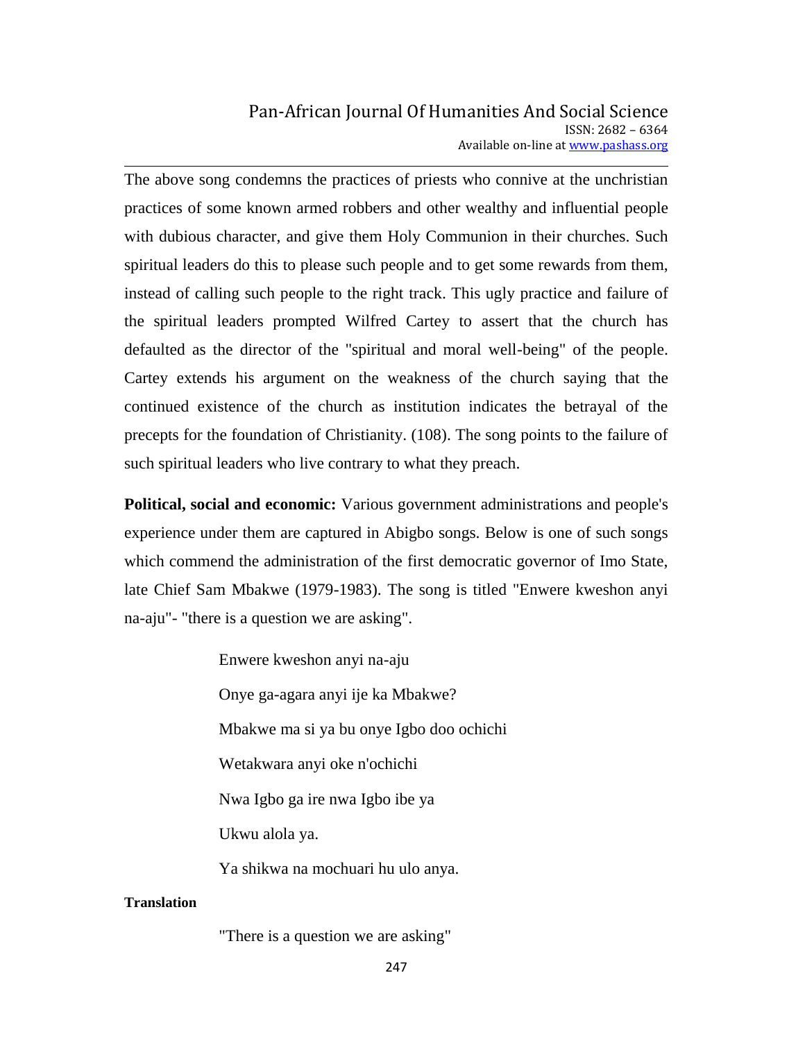The above song condemns the practices of priests who connive at the unchristian practices of some known armed robbers and other wealthy and influential people with dubious character, and give them Holy Communion in their churches. Such spiritual leaders do this to please such people and to get some rewards from them, instead of calling such people to the right track. This ugly practice and failure of the spiritual leaders prompted Wilfred Cartey to assert that the church has defaulted as the director of the "spiritual and moral well-being" of the people. Cartey extends his argument on the weakness of the church saying that the continued existence of the church as institution indicates the betrayal of the precepts for the foundation of Christianity. (108). The song points to the failure of such spiritual leaders who live contrary to what they preach.

**Political, social and economic:** Various government administrations and people's experience under them are captured in Abigbo songs. Below is one of such songs which commend the administration of the first democratic governor of Imo State, late Chief Sam Mbakwe (1979-1983). The song is titled "Enwere kweshon anyi na-aju"- "there is a question we are asking".

> Enwere kweshon anyi na-aju
>
> Onye ga-agara anyi ije ka Mbakwe?
>
> Mbakwe ma si ya bu onye Igbo doo ochichi
>
> Wetakwara anyi oke n'ochichi
>
> Nwa Igbo ga ire nwa Igbo ibe ya
>
> Ukwu alola ya.
>
> Ya shikwa na mochuari hu ulo anya.

**Translation**

> "There is a question we are asking"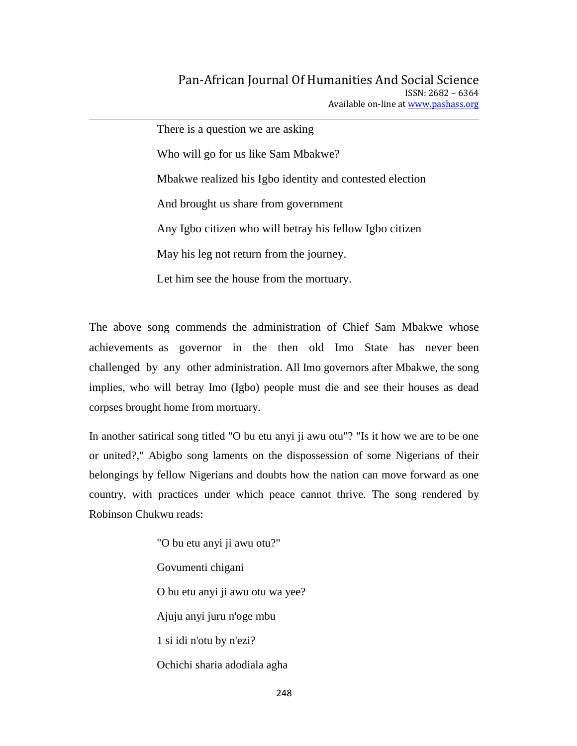> There is a question we are asking
>
> Who will go for us like Sam Mbakwe?
>
> Mbakwe realized his Igbo identity and contested election
>
> And brought us share from government
>
> Any Igbo citizen who will betray his fellow Igbo citizen
>
> May his leg not return from the journey.
>
> Let him see the house from the mortuary.

The above song commends the administration of Chief Sam Mbakwe whose achievements as governor in the then old Imo State has never been challenged by any other administration. All Imo governors after Mbakwe, the song implies, who will betray Imo (Igbo) people must die and see their houses as dead corpses brought home from mortuary.

In another satirical song titled "O bu etu anyi ji awu otu"? "Is it how we are to be one or united?," Abigbo song laments on the dispossession of some Nigerians of their belongings by fellow Nigerians and doubts how the nation can move forward as one country, with practices under which peace cannot thrive. The song rendered by Robinson Chukwu reads:

> "O bu etu anyi ji awu otu?"
>
> Govumenti chigani
>
> O bu etu anyi ji awu otu wa yee?
>
> Ajuju anyi juru n'oge mbu
>
> 1 si idi n'otu by n'ezi?
>
> Ochichi sharia adodiala agha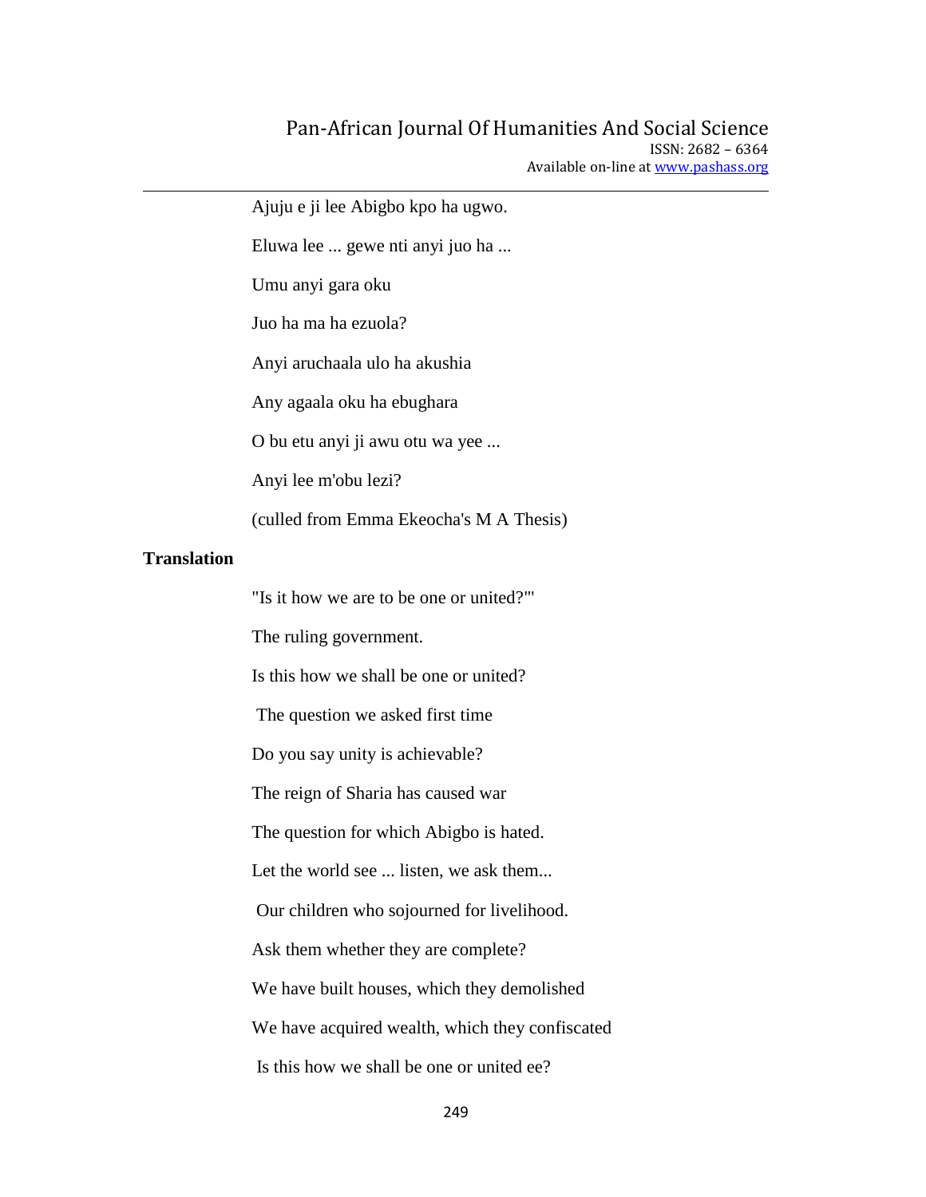Ajuju e ji lee Abigbo kpo ha ugwo.

Eluwa lee ... gewe nti anyi juo ha ...

Umu anyi gara oku

Juo ha ma ha ezuola?

Anyi aruchaala ulo ha akushia

Any agaala oku ha ebughara

O bu etu anyi ji awu otu wa yee ...

Anyi lee m'obu lezi?

(culled from Emma Ekeocha's M A Thesis)

**Translation**

"Is it how we are to be one or united?'"

The ruling government.

Is this how we shall be one or united?

The question we asked first time

Do you say unity is achievable?

The reign of Sharia has caused war

The question for which Abigbo is hated.

Let the world see ... listen, we ask them...

Our children who sojourned for livelihood.

Ask them whether they are complete?

We have built houses, which they demolished

We have acquired wealth, which they confiscated

Is this how we shall be one or united ee?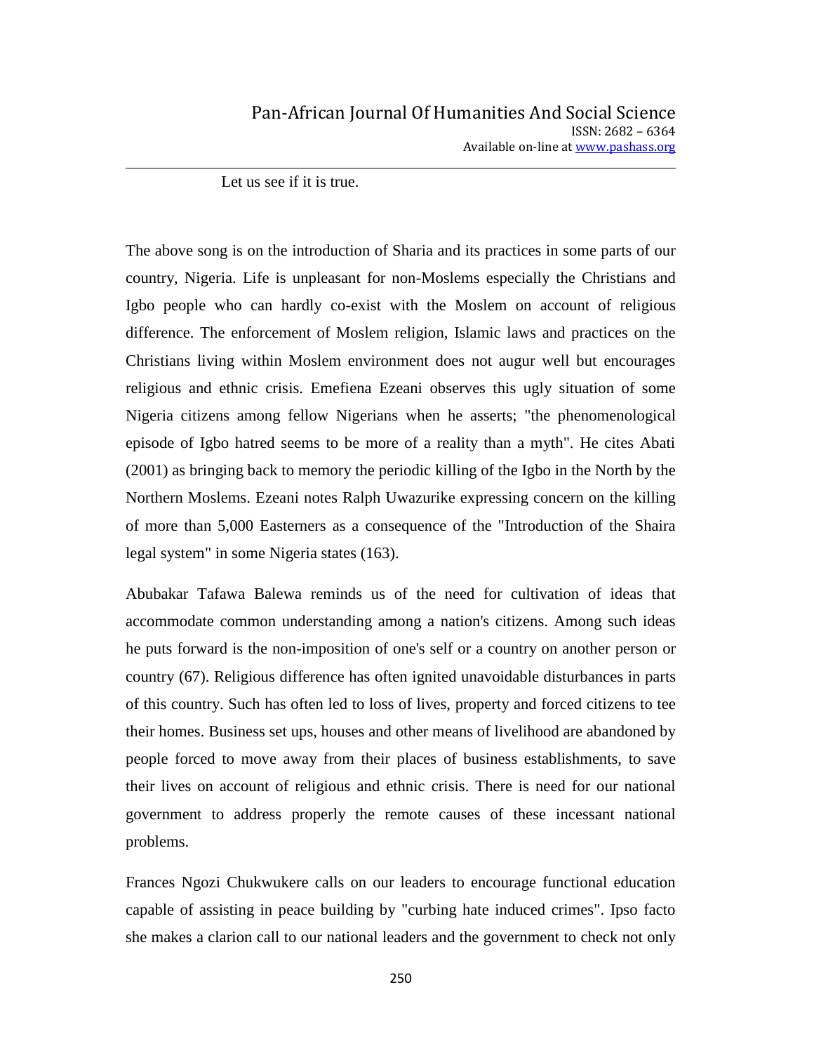Let us see if it is true.

The above song is on the introduction of Sharia and its practices in some parts of our country, Nigeria. Life is unpleasant for non-Moslems especially the Christians and Igbo people who can hardly co-exist with the Moslem on account of religious difference. The enforcement of Moslem religion, Islamic laws and practices on the Christians living within Moslem environment does not augur well but encourages religious and ethnic crisis. Emefiena Ezeani observes this ugly situation of some Nigeria citizens among fellow Nigerians when he asserts; "the phenomenological episode of Igbo hatred seems to be more of a reality than a myth". He cites Abati (2001) as bringing back to memory the periodic killing of the Igbo in the North by the Northern Moslems. Ezeani notes Ralph Uwazurike expressing concern on the killing of more than 5,000 Easterners as a consequence of the "Introduction of the Shaira legal system" in some Nigeria states (163).

Abubakar Tafawa Balewa reminds us of the need for cultivation of ideas that accommodate common understanding among a nation's citizens. Among such ideas he puts forward is the non-imposition of one's self or a country on another person or country (67). Religious difference has often ignited unavoidable disturbances in parts of this country. Such has often led to loss of lives, property and forced citizens to tee their homes. Business set ups, houses and other means of livelihood are abandoned by people forced to move away from their places of business establishments, to save their lives on account of religious and ethnic crisis. There is need for our national government to address properly the remote causes of these incessant national problems.

Frances Ngozi Chukwukere calls on our leaders to encourage functional education capable of assisting in peace building by "curbing hate induced crimes". Ipso facto she makes a clarion call to our national leaders and the government to check not only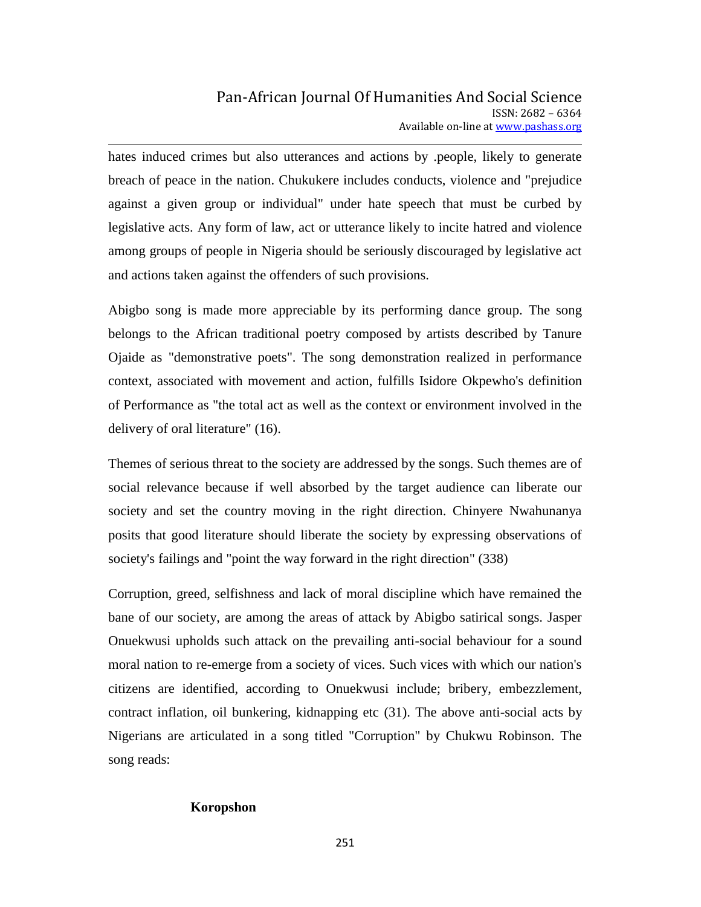hates induced crimes but also utterances and actions by .people, likely to generate breach of peace in the nation. Chukukere includes conducts, violence and "prejudice against a given group or individual" under hate speech that must be curbed by legislative acts. Any form of law, act or utterance likely to incite hatred and violence among groups of people in Nigeria should be seriously discouraged by legislative act and actions taken against the offenders of such provisions.

Abigbo song is made more appreciable by its performing dance group. The song belongs to the African traditional poetry composed by artists described by Tanure Ojaide as "demonstrative poets". The song demonstration realized in performance context, associated with movement and action, fulfills Isidore Okpewho's definition of Performance as "the total act as well as the context or environment involved in the delivery of oral literature" (16).

Themes of serious threat to the society are addressed by the songs. Such themes are of social relevance because if well absorbed by the target audience can liberate our society and set the country moving in the right direction. Chinyere Nwahunanya posits that good literature should liberate the society by expressing observations of society's failings and "point the way forward in the right direction" (338)

Corruption, greed, selfishness and lack of moral discipline which have remained the bane of our society, are among the areas of attack by Abigbo satirical songs. Jasper Onuekwusi upholds such attack on the prevailing anti-social behaviour for a sound moral nation to re-emerge from a society of vices. Such vices with which our nation's citizens are identified, according to Onuekwusi include; bribery, embezzlement, contract inflation, oil bunkering, kidnapping etc (31). The above anti-social acts by Nigerians are articulated in a song titled "Corruption" by Chukwu Robinson. The song reads:

**Koropshon**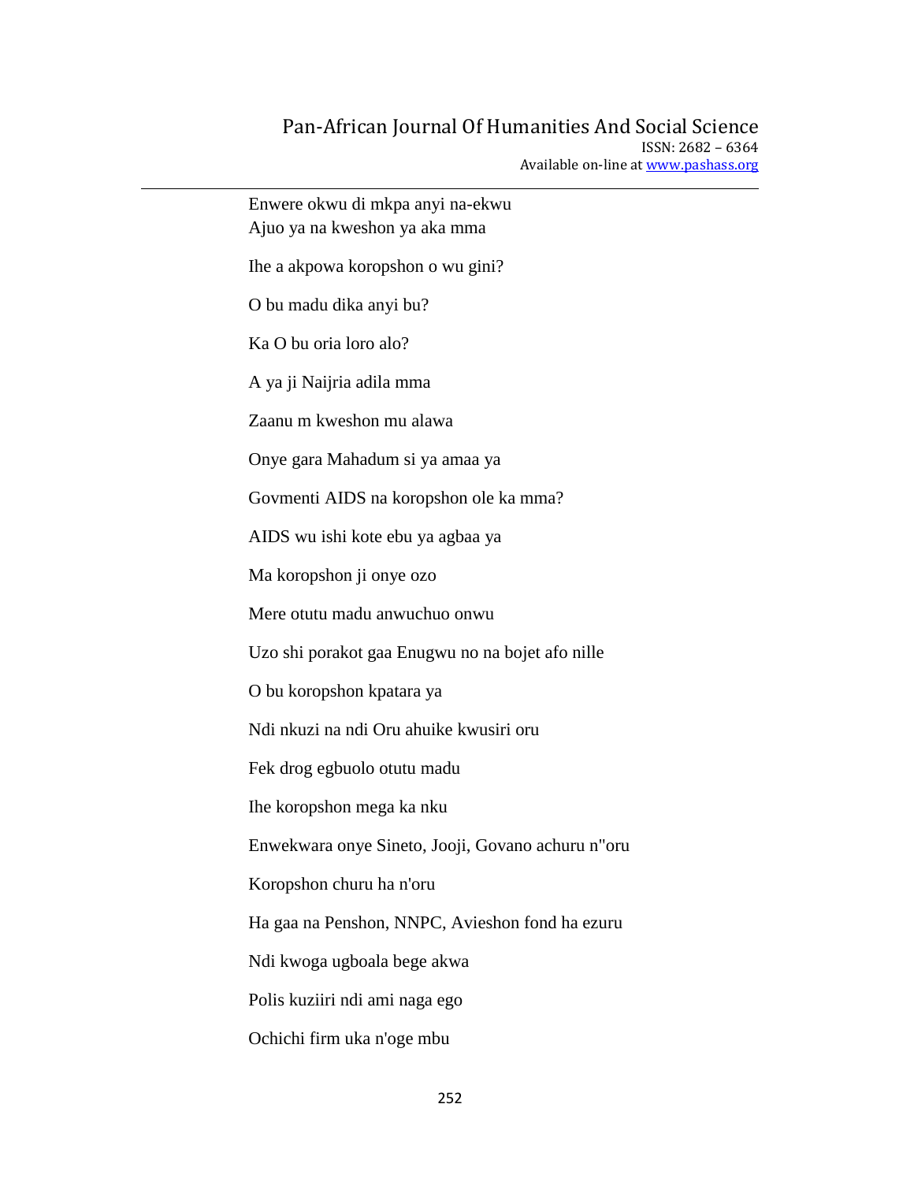Enwere okwu di mkpa anyi na-ekwu
Ajuo ya na kweshon ya aka mma

Ihe a akpowa koropshon o wu gini?

O bu madu dika anyi bu?

Ka O bu oria loro alo?

A ya ji Naijria adila mma

Zaanu m kweshon mu alawa

Onye gara Mahadum si ya amaa ya

Govmenti AIDS na koropshon ole ka mma?

AIDS wu ishi kote ebu ya agbaa ya

Ma koropshon ji onye ozo

Mere otutu madu anwuchuo onwu

Uzo shi porakot gaa Enugwu no na bojet afo nille

O bu koropshon kpatara ya

Ndi nkuzi na ndi Oru ahuike kwusiri oru

Fek drog egbuolo otutu madu

Ihe koropshon mega ka nku

Enwekwara onye Sineto, Jooji, Govano achuru n"oru

Koropshon churu ha n'oru

Ha gaa na Penshon, NNPC, Avieshon fond ha ezuru

Ndi kwoga ugboala bege akwa

Polis kuziiri ndi ami naga ego

Ochichi firm uka n'oge mbu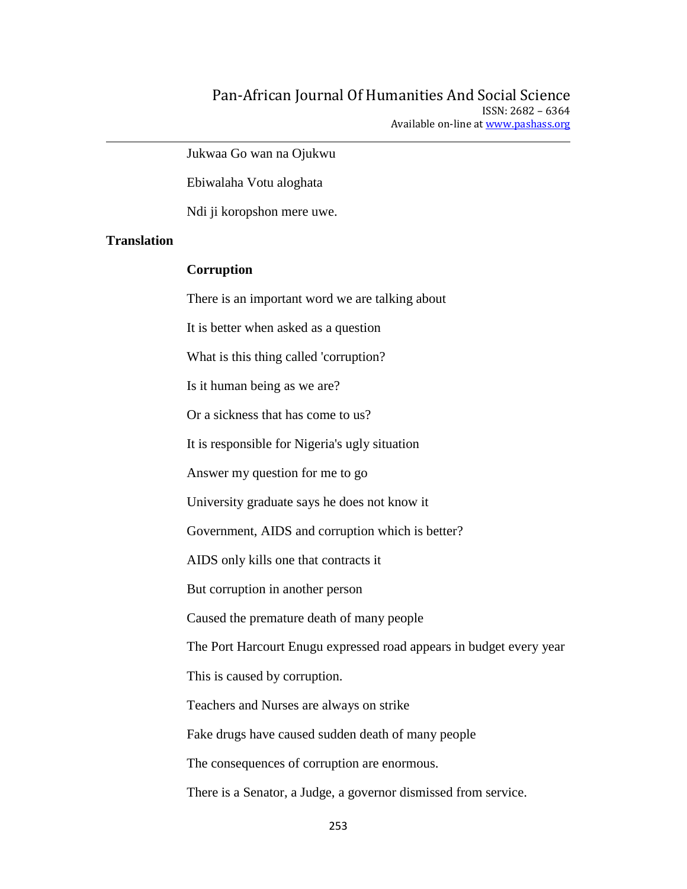Jukwaa Go wan na Ojukwu

Ebiwalaha Votu aloghata

Ndi ji koropshon mere uwe.

**Translation**

**Corruption**

There is an important word we are talking about

It is better when asked as a question

What is this thing called 'corruption?

Is it human being as we are?

Or a sickness that has come to us?

It is responsible for Nigeria's ugly situation

Answer my question for me to go

University graduate says he does not know it

Government, AIDS and corruption which is better?

AIDS only kills one that contracts it

But corruption in another person

Caused the premature death of many people

The Port Harcourt Enugu expressed road appears in budget every year

This is caused by corruption.

Teachers and Nurses are always on strike

Fake drugs have caused sudden death of many people

The consequences of corruption are enormous.

There is a Senator, a Judge, a governor dismissed from service.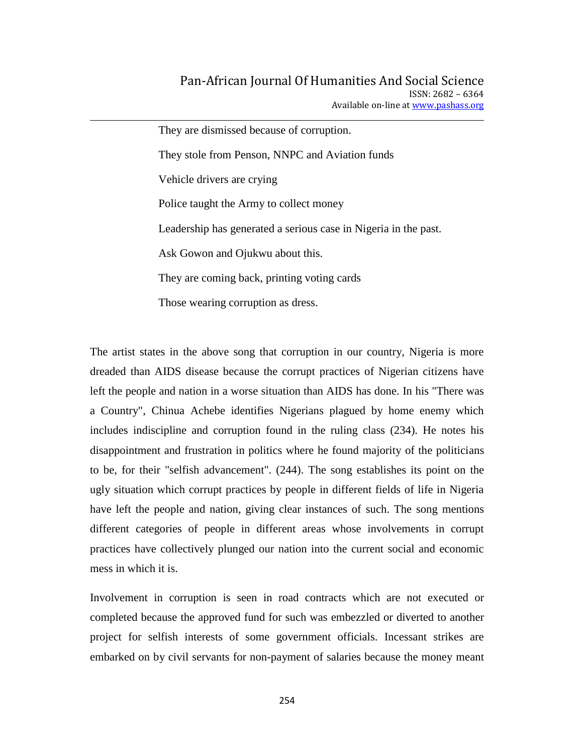They are dismissed because of corruption.

They stole from Penson, NNPC and Aviation funds

Vehicle drivers are crying

Police taught the Army to collect money

Leadership has generated a serious case in Nigeria in the past.

Ask Gowon and Ojukwu about this.

They are coming back, printing voting cards

Those wearing corruption as dress.

The artist states in the above song that corruption in our country, Nigeria is more dreaded than AIDS disease because the corrupt practices of Nigerian citizens have left the people and nation in a worse situation than AIDS has done. In his "There was a Country", Chinua Achebe identifies Nigerians plagued by home enemy which includes indiscipline and corruption found in the ruling class (234). He notes his disappointment and frustration in politics where he found majority of the politicians to be, for their "selfish advancement". (244). The song establishes its point on the ugly situation which corrupt practices by people in different fields of life in Nigeria have left the people and nation, giving clear instances of such. The song mentions different categories of people in different areas whose involvements in corrupt practices have collectively plunged our nation into the current social and economic mess in which it is.

Involvement in corruption is seen in road contracts which are not executed or completed because the approved fund for such was embezzled or diverted to another project for selfish interests of some government officials. Incessant strikes are embarked on by civil servants for non-payment of salaries because the money meant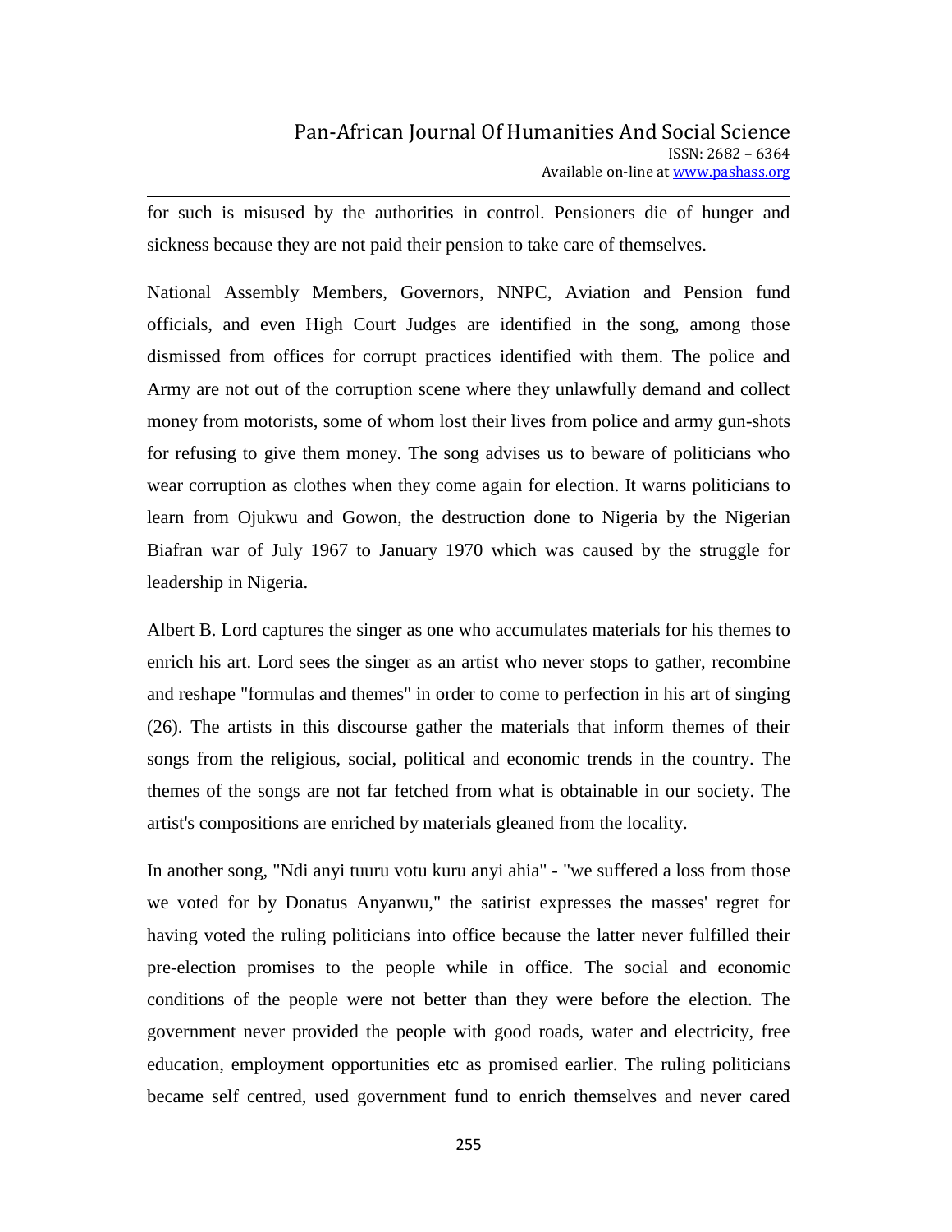for such is misused by the authorities in control. Pensioners die of hunger and sickness because they are not paid their pension to take care of themselves.

National Assembly Members, Governors, NNPC, Aviation and Pension fund officials, and even High Court Judges are identified in the song, among those dismissed from offices for corrupt practices identified with them. The police and Army are not out of the corruption scene where they unlawfully demand and collect money from motorists, some of whom lost their lives from police and army gun-shots for refusing to give them money. The song advises us to beware of politicians who wear corruption as clothes when they come again for election. It warns politicians to learn from Ojukwu and Gowon, the destruction done to Nigeria by the Nigerian Biafran war of July 1967 to January 1970 which was caused by the struggle for leadership in Nigeria.

Albert B. Lord captures the singer as one who accumulates materials for his themes to enrich his art. Lord sees the singer as an artist who never stops to gather, recombine and reshape "formulas and themes" in order to come to perfection in his art of singing (26). The artists in this discourse gather the materials that inform themes of their songs from the religious, social, political and economic trends in the country. The themes of the songs are not far fetched from what is obtainable in our society. The artist's compositions are enriched by materials gleaned from the locality.

In another song, "Ndi anyi tuuru votu kuru anyi ahia" - "we suffered a loss from those we voted for by Donatus Anyanwu," the satirist expresses the masses' regret for having voted the ruling politicians into office because the latter never fulfilled their pre-election promises to the people while in office. The social and economic conditions of the people were not better than they were before the election. The government never provided the people with good roads, water and electricity, free education, employment opportunities etc as promised earlier. The ruling politicians became self centred, used government fund to enrich themselves and never cared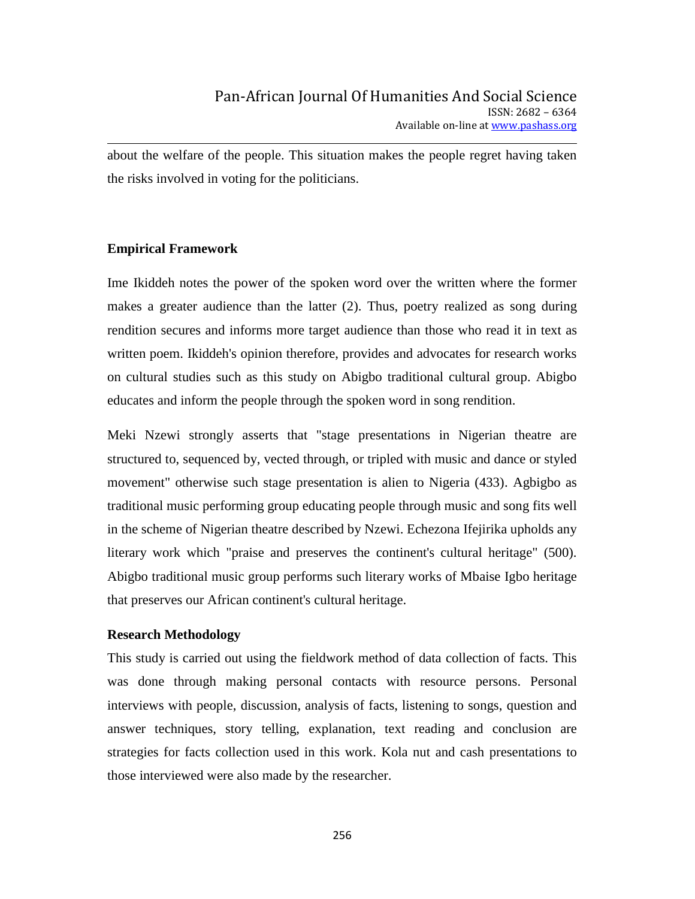about the welfare of the people. This situation makes the people regret having taken the risks involved in voting for the politicians.

**Empirical Framework**

Ime Ikiddeh notes the power of the spoken word over the written where the former makes a greater audience than the latter (2). Thus, poetry realized as song during rendition secures and informs more target audience than those who read it in text as written poem. Ikiddeh's opinion therefore, provides and advocates for research works on cultural studies such as this study on Abigbo traditional cultural group. Abigbo educates and inform the people through the spoken word in song rendition.

Meki Nzewi strongly asserts that "stage presentations in Nigerian theatre are structured to, sequenced by, vected through, or tripled with music and dance or styled movement" otherwise such stage presentation is alien to Nigeria (433). Agbigbo as traditional music performing group educating people through music and song fits well in the scheme of Nigerian theatre described by Nzewi. Echezona Ifejirika upholds any literary work which "praise and preserves the continent's cultural heritage" (500). Abigbo traditional music group performs such literary works of Mbaise Igbo heritage that preserves our African continent's cultural heritage.

**Research Methodology**

This study is carried out using the fieldwork method of data collection of facts. This was done through making personal contacts with resource persons. Personal interviews with people, discussion, analysis of facts, listening to songs, question and answer techniques, story telling, explanation, text reading and conclusion are strategies for facts collection used in this work. Kola nut and cash presentations to those interviewed were also made by the researcher.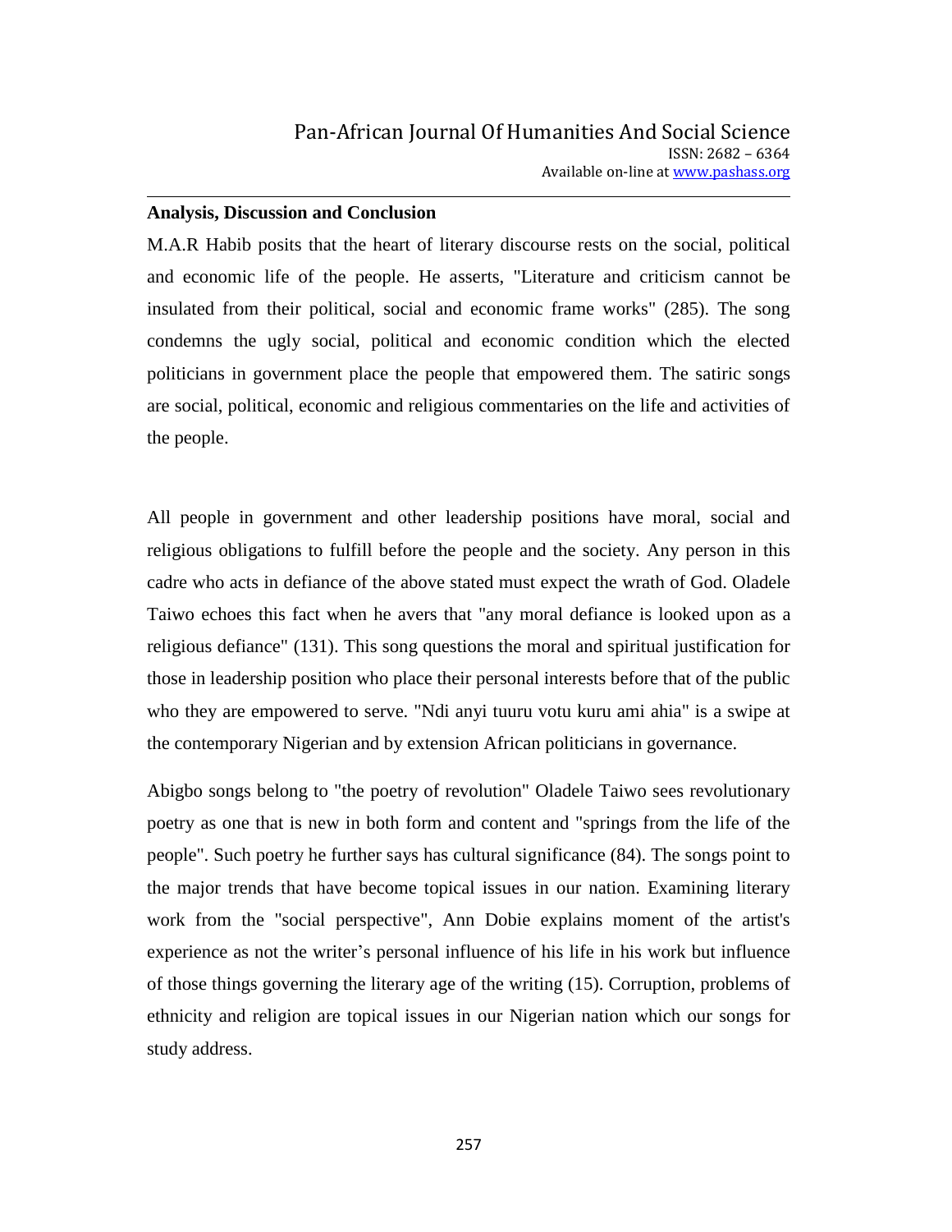**Analysis, Discussion and Conclusion**

M.A.R Habib posits that the heart of literary discourse rests on the social, political and economic life of the people. He asserts, "Literature and criticism cannot be insulated from their political, social and economic frame works" (285). The song condemns the ugly social, political and economic condition which the elected politicians in government place the people that empowered them. The satiric songs are social, political, economic and religious commentaries on the life and activities of the people.

All people in government and other leadership positions have moral, social and religious obligations to fulfill before the people and the society. Any person in this cadre who acts in defiance of the above stated must expect the wrath of God. Oladele Taiwo echoes this fact when he avers that "any moral defiance is looked upon as a religious defiance" (131). This song questions the moral and spiritual justification for those in leadership position who place their personal interests before that of the public who they are empowered to serve. "Ndi anyi tuuru votu kuru ami ahia" is a swipe at the contemporary Nigerian and by extension African politicians in governance.

Abigbo songs belong to "the poetry of revolution" Oladele Taiwo sees revolutionary poetry as one that is new in both form and content and "springs from the life of the people". Such poetry he further says has cultural significance (84). The songs point to the major trends that have become topical issues in our nation. Examining literary work from the "social perspective", Ann Dobie explains moment of the artist's experience as not the writer's personal influence of his life in his work but influence of those things governing the literary age of the writing (15). Corruption, problems of ethnicity and religion are topical issues in our Nigerian nation which our songs for study address.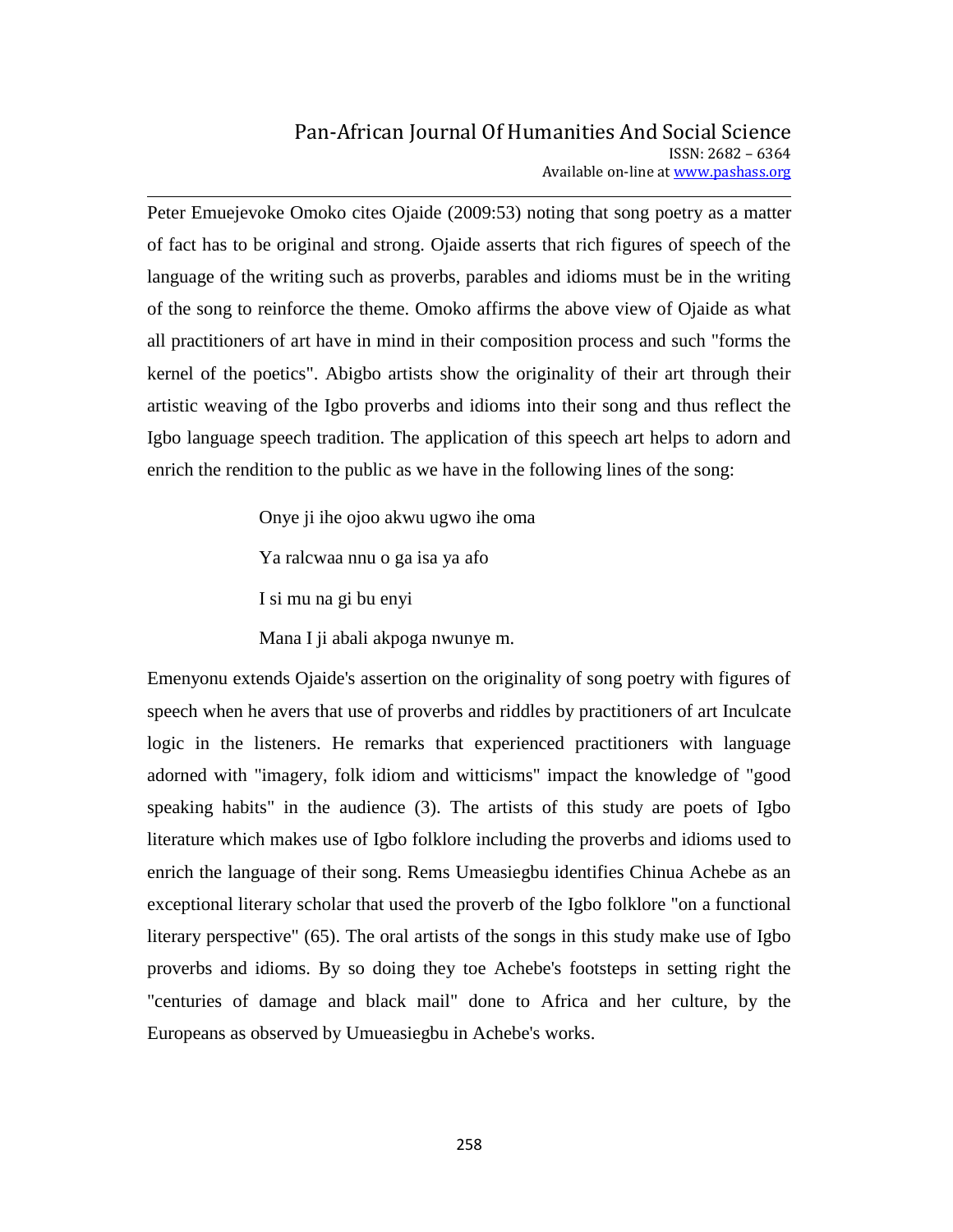Peter Emuejevoke Omoko cites Ojaide (2009:53) noting that song poetry as a matter of fact has to be original and strong. Ojaide asserts that rich figures of speech of the language of the writing such as proverbs, parables and idioms must be in the writing of the song to reinforce the theme. Omoko affirms the above view of Ojaide as what all practitioners of art have in mind in their composition process and such "forms the kernel of the poetics". Abigbo artists show the originality of their art through their artistic weaving of the Igbo proverbs and idioms into their song and thus reflect the Igbo language speech tradition. The application of this speech art helps to adorn and enrich the rendition to the public as we have in the following lines of the song:

> Onye ji ihe ojoo akwu ugwo ihe oma
>
> Ya ralcwaa nnu o ga isa ya afo
>
> I si mu na gi bu enyi
>
> Mana I ji abali akpoga nwunye m.

Emenyonu extends Ojaide's assertion on the originality of song poetry with figures of speech when he avers that use of proverbs and riddles by practitioners of art Inculcate logic in the listeners. He remarks that experienced practitioners with language adorned with "imagery, folk idiom and witticisms" impact the knowledge of "good speaking habits" in the audience (3). The artists of this study are poets of Igbo literature which makes use of Igbo folklore including the proverbs and idioms used to enrich the language of their song. Rems Umeasiegbu identifies Chinua Achebe as an exceptional literary scholar that used the proverb of the Igbo folklore "on a functional literary perspective" (65). The oral artists of the songs in this study make use of Igbo proverbs and idioms. By so doing they toe Achebe's footsteps in setting right the "centuries of damage and black mail" done to Africa and her culture, by the Europeans as observed by Umueasiegbu in Achebe's works.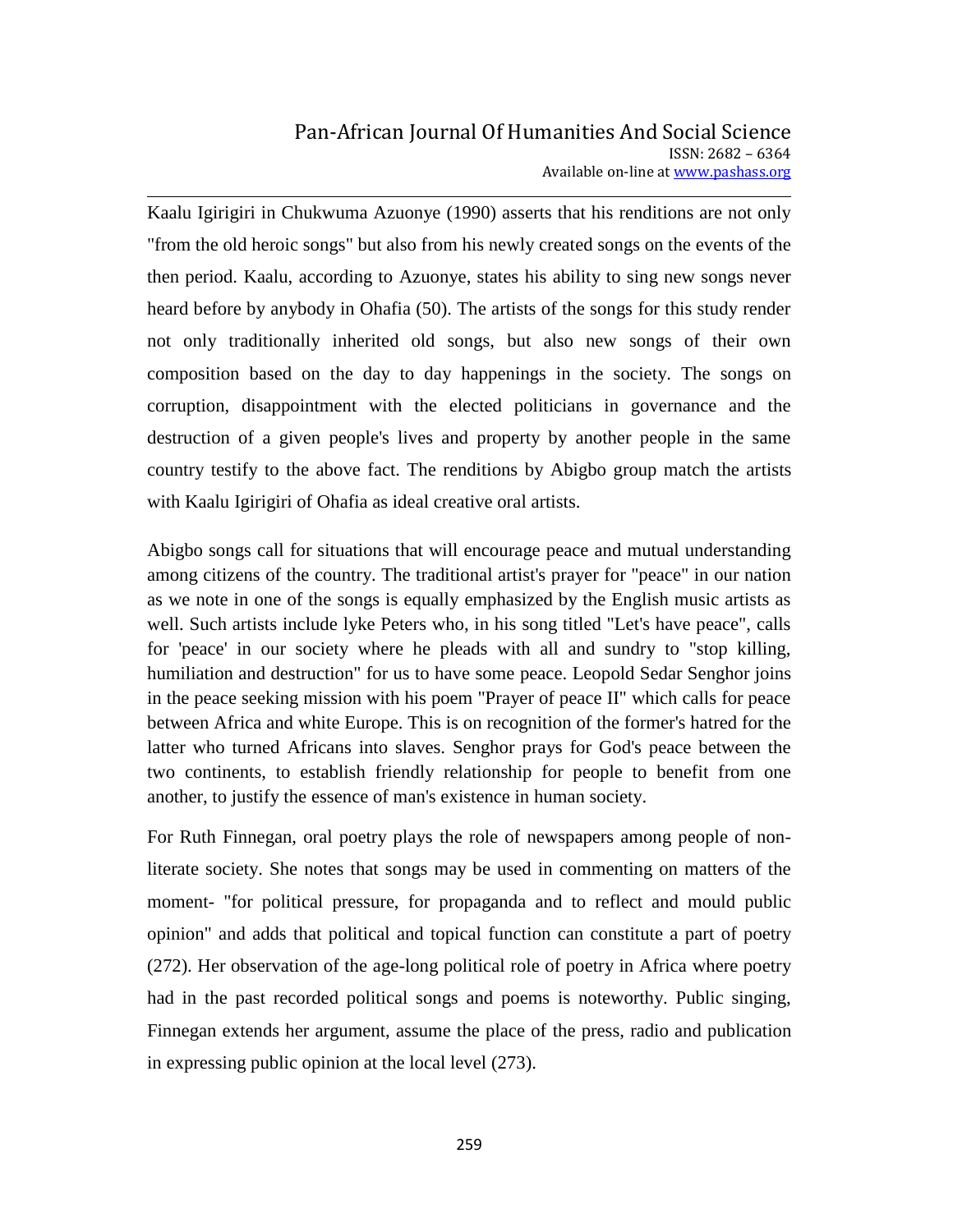Kaalu Igirigiri in Chukwuma Azuonye (1990) asserts that his renditions are not only "from the old heroic songs" but also from his newly created songs on the events of the then period. Kaalu, according to Azuonye, states his ability to sing new songs never heard before by anybody in Ohafia (50). The artists of the songs for this study render not only traditionally inherited old songs, but also new songs of their own composition based on the day to day happenings in the society. The songs on corruption, disappointment with the elected politicians in governance and the destruction of a given people's lives and property by another people in the same country testify to the above fact. The renditions by Abigbo group match the artists with Kaalu Igirigiri of Ohafia as ideal creative oral artists.

Abigbo songs call for situations that will encourage peace and mutual understanding among citizens of the country. The traditional artist's prayer for "peace" in our nation as we note in one of the songs is equally emphasized by the English music artists as well. Such artists include lyke Peters who, in his song titled "Let's have peace", calls for 'peace' in our society where he pleads with all and sundry to "stop killing, humiliation and destruction" for us to have some peace. Leopold Sedar Senghor joins in the peace seeking mission with his poem "Prayer of peace II" which calls for peace between Africa and white Europe. This is on recognition of the former's hatred for the latter who turned Africans into slaves. Senghor prays for God's peace between the two continents, to establish friendly relationship for people to benefit from one another, to justify the essence of man's existence in human society.

For Ruth Finnegan, oral poetry plays the role of newspapers among people of non-literate society. She notes that songs may be used in commenting on matters of the moment- "for political pressure, for propaganda and to reflect and mould public opinion" and adds that political and topical function can constitute a part of poetry (272). Her observation of the age-long political role of poetry in Africa where poetry had in the past recorded political songs and poems is noteworthy. Public singing, Finnegan extends her argument, assume the place of the press, radio and publication in expressing public opinion at the local level (273).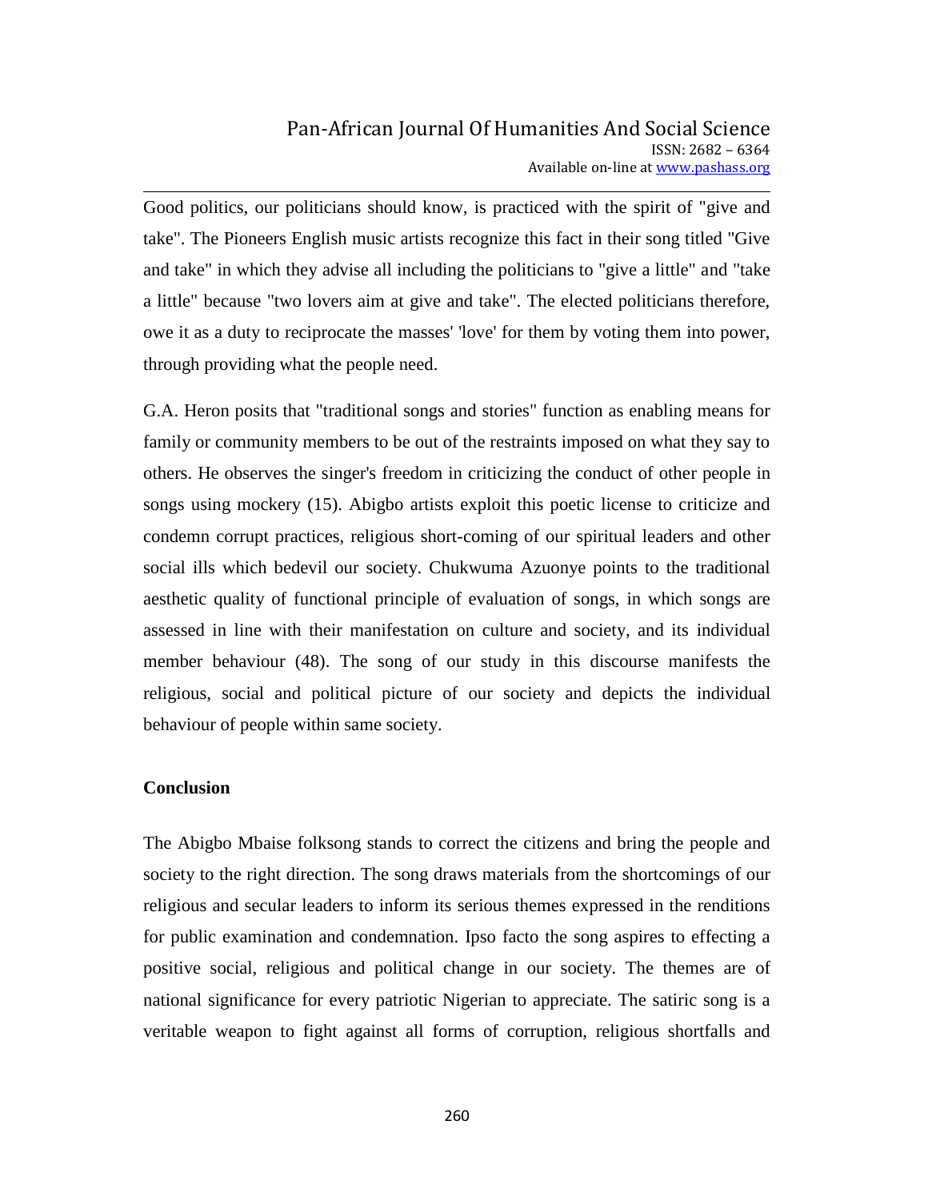Good politics, our politicians should know, is practiced with the spirit of "give and take". The Pioneers English music artists recognize this fact in their song titled "Give and take" in which they advise all including the politicians to "give a little" and "take a little" because "two lovers aim at give and take". The elected politicians therefore, owe it as a duty to reciprocate the masses' 'love' for them by voting them into power, through providing what the people need.

G.A. Heron posits that "traditional songs and stories" function as enabling means for family or community members to be out of the restraints imposed on what they say to others. He observes the singer's freedom in criticizing the conduct of other people in songs using mockery (15). Abigbo artists exploit this poetic license to criticize and condemn corrupt practices, religious short-coming of our spiritual leaders and other social ills which bedevil our society. Chukwuma Azuonye points to the traditional aesthetic quality of functional principle of evaluation of songs, in which songs are assessed in line with their manifestation on culture and society, and its individual member behaviour (48). The song of our study in this discourse manifests the religious, social and political picture of our society and depicts the individual behaviour of people within same society.

**Conclusion**

The Abigbo Mbaise folksong stands to correct the citizens and bring the people and society to the right direction. The song draws materials from the shortcomings of our religious and secular leaders to inform its serious themes expressed in the renditions for public examination and condemnation. Ipso facto the song aspires to effecting a positive social, religious and political change in our society. The themes are of national significance for every patriotic Nigerian to appreciate. The satiric song is a veritable weapon to fight against all forms of corruption, religious shortfalls and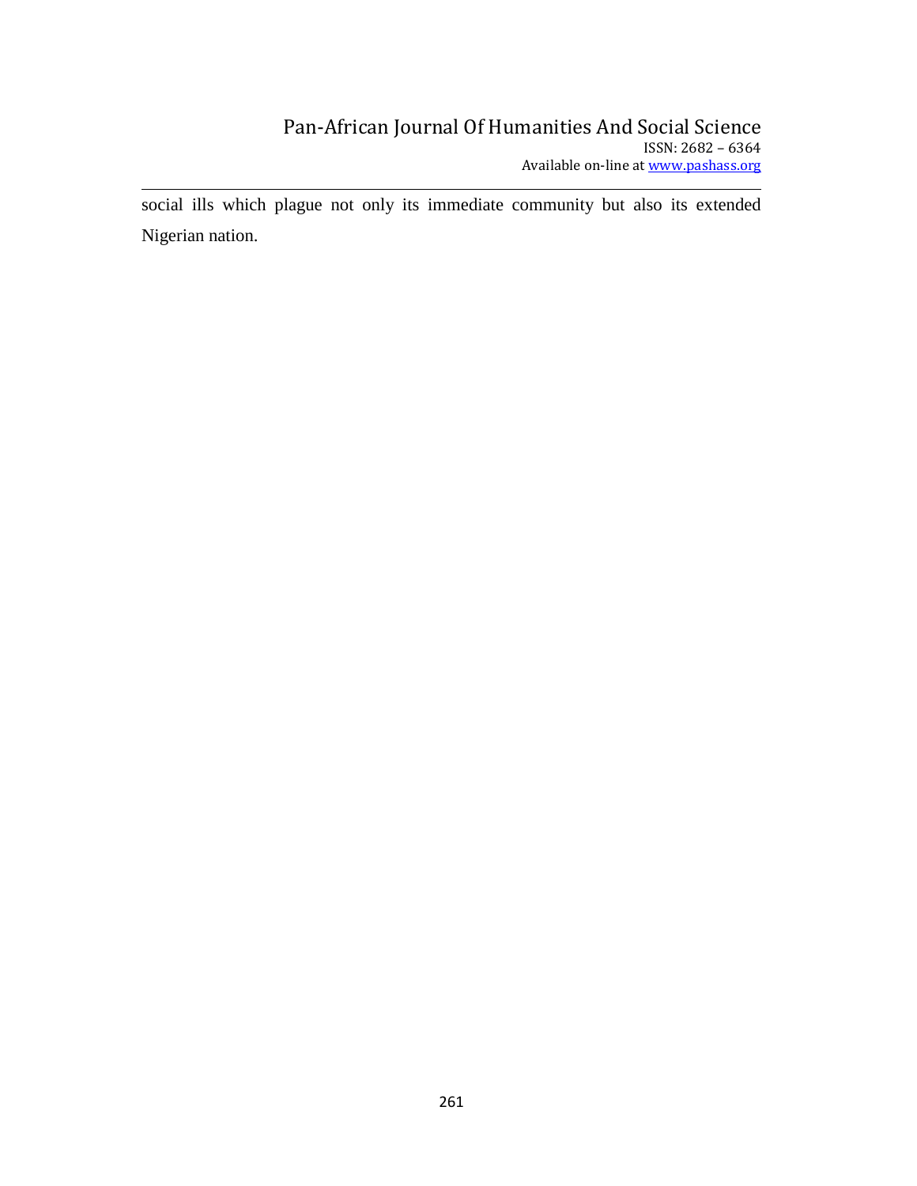social ills which plague not only its immediate community but also its extended Nigerian nation.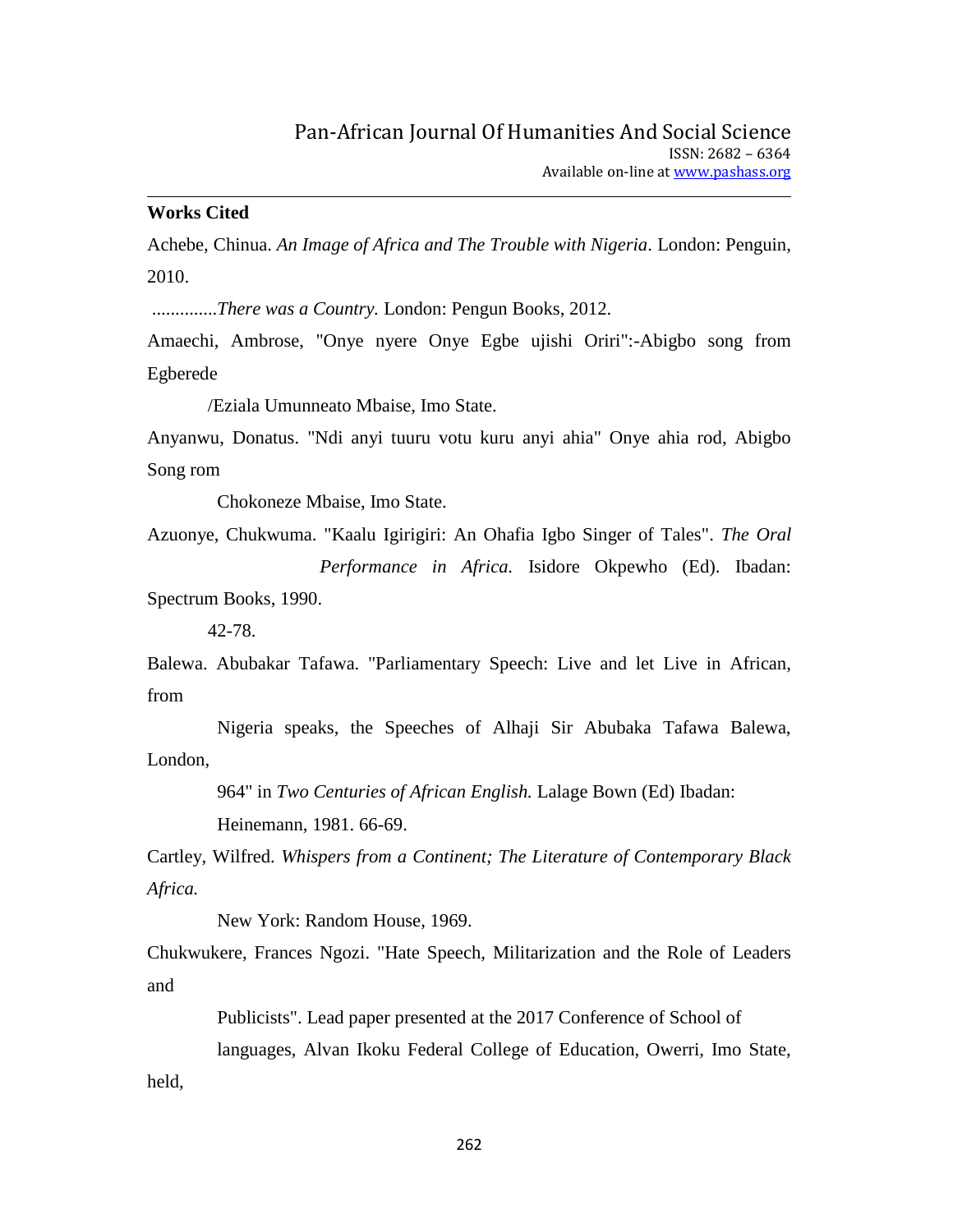**Works Cited**

Achebe, Chinua. *An Image of Africa and The Trouble with Nigeria*. London: Penguin, 2010.

..............*There was a Country.* London: Pengun Books, 2012.

Amaechi, Ambrose, "Onye nyere Onye Egbe ujishi Oriri":-Abigbo song from Egberede /Eziala Umunneato Mbaise, Imo State.

Anyanwu, Donatus. "Ndi anyi tuuru votu kuru anyi ahia" Onye ahia rod, Abigbo Song rom Chokoneze Mbaise, Imo State.

Azuonye, Chukwuma. "Kaalu Igirigiri: An Ohafia Igbo Singer of Tales". *The Oral Performance in Africa.* Isidore Okpewho (Ed). Ibadan: Spectrum Books, 1990. 42-78.

Balewa. Abubakar Tafawa. "Parliamentary Speech: Live and let Live in African, from Nigeria speaks, the Speeches of Alhaji Sir Abubaka Tafawa Balewa, London, 964" in *Two Centuries of African English.* Lalage Bown (Ed) Ibadan: Heinemann, 1981. 66-69.

Cartley, Wilfred. *Whispers from a Continent; The Literature of Contemporary Black Africa.* New York: Random House, 1969.

Chukwukere, Frances Ngozi. "Hate Speech, Militarization and the Role of Leaders and Publicists". Lead paper presented at the 2017 Conference of School of languages, Alvan Ikoku Federal College of Education, Owerri, Imo State, held,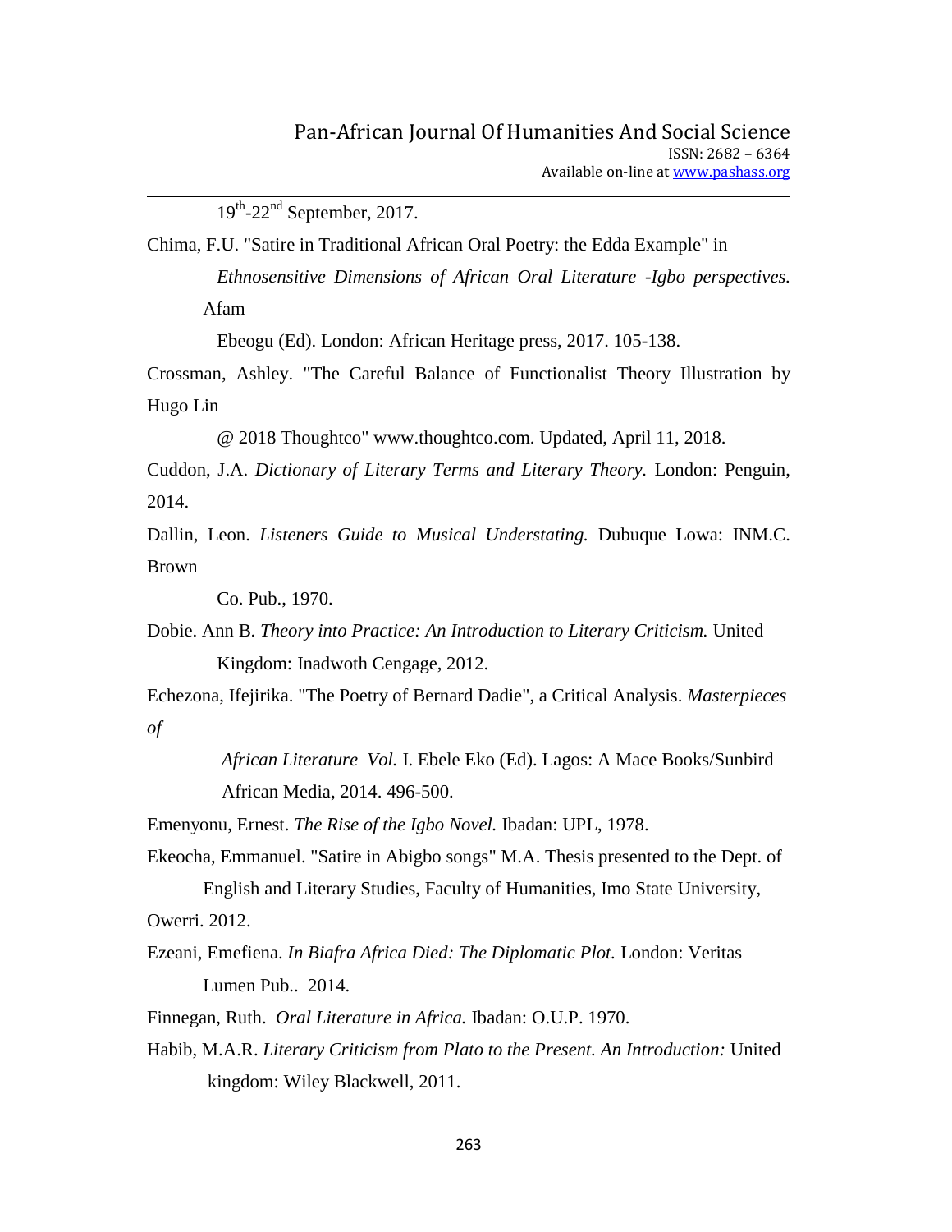19th-22nd September, 2017.

Chima, F.U. "Satire in Traditional African Oral Poetry: the Edda Example" in *Ethnosensitive Dimensions of African Oral Literature -Igbo perspectives.* Afam Ebeogu (Ed). London: African Heritage press, 2017. 105-138.

Crossman, Ashley. "The Careful Balance of Functionalist Theory Illustration by Hugo Lin @ 2018 Thoughtco" www.thoughtco.com. Updated, April 11, 2018.

Cuddon, J.A. *Dictionary of Literary Terms and Literary Theory.* London: Penguin, 2014.

Dallin, Leon. *Listeners Guide to Musical Understating.* Dubuque Lowa: INM.C. Brown Co. Pub., 1970.

Dobie. Ann B. *Theory into Practice: An Introduction to Literary Criticism.* United Kingdom: Inadwoth Cengage, 2012.

Echezona, Ifejirika. "The Poetry of Bernard Dadie", a Critical Analysis. *Masterpieces of African Literature Vol.* I. Ebele Eko (Ed). Lagos: A Mace Books/Sunbird African Media, 2014. 496-500.

Emenyonu, Ernest. *The Rise of the Igbo Novel.* Ibadan: UPL, 1978.

Ekeocha, Emmanuel. "Satire in Abigbo songs" M.A. Thesis presented to the Dept. of English and Literary Studies, Faculty of Humanities, Imo State University, Owerri. 2012.

Ezeani, Emefiena. *In Biafra Africa Died: The Diplomatic Plot.* London: Veritas Lumen Pub.. 2014.

Finnegan, Ruth. *Oral Literature in Africa.* Ibadan: O.U.P. 1970.

Habib, M.A.R. *Literary Criticism from Plato to the Present. An Introduction:* United kingdom: Wiley Blackwell, 2011.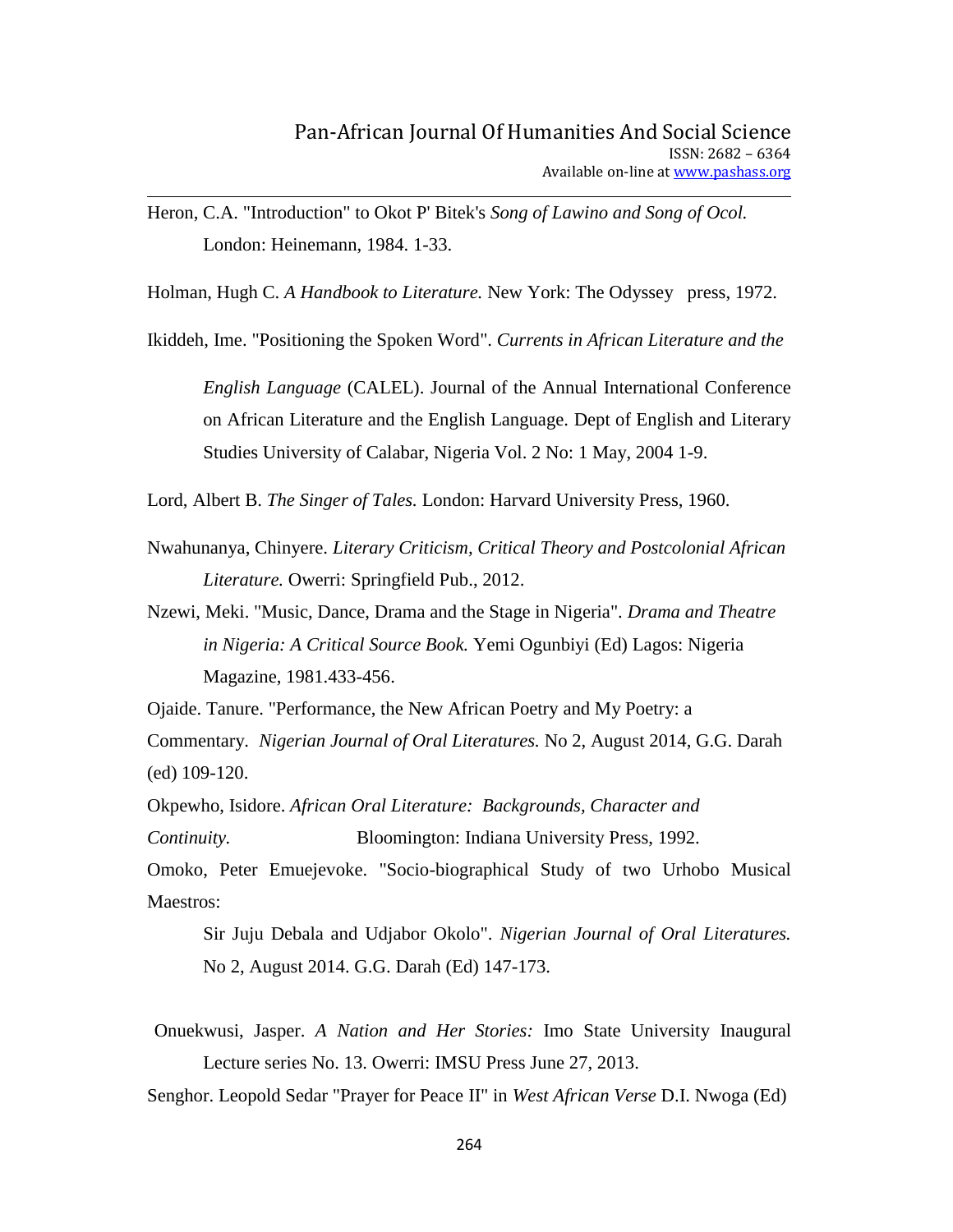Heron, C.A. "Introduction" to Okot P' Bitek's *Song of Lawino and Song of Ocol.* London: Heinemann, 1984. 1-33.

Holman, Hugh C. *A Handbook to Literature.* New York: The Odyssey press, 1972.

Ikiddeh, Ime. "Positioning the Spoken Word". *Currents in African Literature and the English Language* (CALEL). Journal of the Annual International Conference on African Literature and the English Language. Dept of English and Literary Studies University of Calabar, Nigeria Vol. 2 No: 1 May, 2004 1-9.

Lord, Albert B. *The Singer of Tales.* London: Harvard University Press, 1960.

Nwahunanya, Chinyere. *Literary Criticism, Critical Theory and Postcolonial African Literature.* Owerri: Springfield Pub., 2012.

Nzewi, Meki. "Music, Dance, Drama and the Stage in Nigeria". *Drama and Theatre in Nigeria: A Critical Source Book.* Yemi Ogunbiyi (Ed) Lagos: Nigeria Magazine, 1981.433-456.

Ojaide. Tanure. "Performance, the New African Poetry and My Poetry: a Commentary. *Nigerian Journal of Oral Literatures.* No 2, August 2014, G.G. Darah (ed) 109-120.

Okpewho, Isidore. *African Oral Literature: Backgrounds, Character and Continuity.* Bloomington: Indiana University Press, 1992.

Omoko, Peter Emuejevoke. "Socio-biographical Study of two Urhobo Musical Maestros: Sir Juju Debala and Udjabor Okolo". *Nigerian Journal of Oral Literatures.* No 2, August 2014. G.G. Darah (Ed) 147-173.

Onuekwusi, Jasper. *A Nation and Her Stories:* Imo State University Inaugural Lecture series No. 13. Owerri: IMSU Press June 27, 2013.

Senghor. Leopold Sedar "Prayer for Peace II" in *West African Verse* D.I. Nwoga (Ed)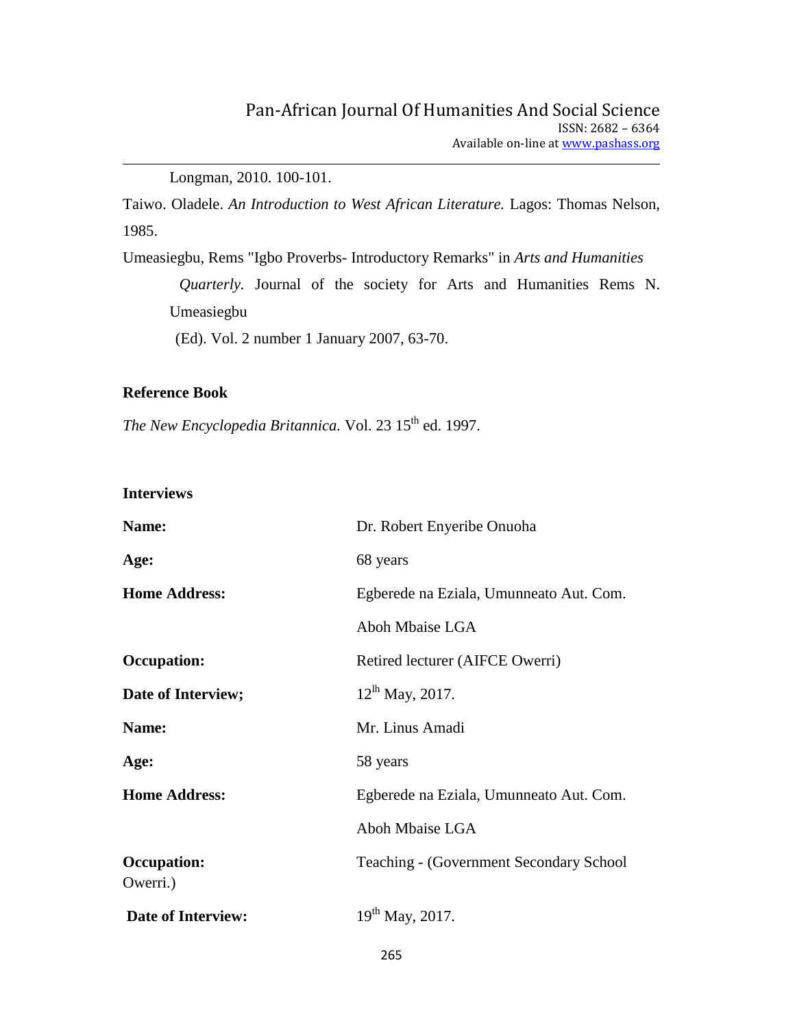Longman, 2010. 100-101.

Taiwo. Oladele. *An Introduction to West African Literature.* Lagos: Thomas Nelson, 1985.

Umeasiegbu, Rems "Igbo Proverbs- Introductory Remarks" in *Arts and Humanities Quarterly.* Journal of the society for Arts and Humanities Rems N. Umeasiegbu (Ed). Vol. 2 number 1 January 2007, 63-70.

**Reference Book**

*The New Encyclopedia Britannica.* Vol. 23 15th ed. 1997.

**Interviews**

| | |
|---|---|
| **Name:** | Dr. Robert Enyeribe Onuoha |
| **Age:** | 68 years |
| **Home Address:** | Egberede na Eziala, Umunneato Aut. Com. Aboh Mbaise LGA |
| **Occupation:** | Retired lecturer (AIFCE Owerri) |
| **Date of Interview;** | 12lh May, 2017. |
| **Name:** | Mr. Linus Amadi |
| **Age:** | 58 years |
| **Home Address:** | Egberede na Eziala, Umunneato Aut. Com. Aboh Mbaise LGA |
| **Occupation:** | Teaching - (Government Secondary School Owerri.) |
| **Date of Interview:** | 19th May, 2017. |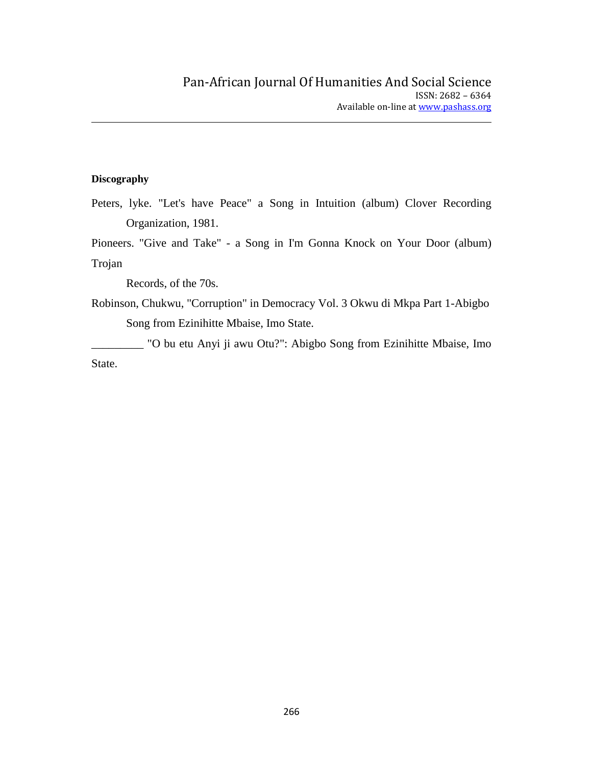**Discography**

Peters, lyke. "Let's have Peace" a Song in Intuition (album) Clover Recording Organization, 1981.

Pioneers. "Give and Take" - a Song in I'm Gonna Knock on Your Door (album) Trojan Records, of the 70s.

Robinson, Chukwu, "Corruption" in Democracy Vol. 3 Okwu di Mkpa Part 1-Abigbo Song from Ezinihitte Mbaise, Imo State.

_________ "O bu etu Anyi ji awu Otu?": Abigbo Song from Ezinihitte Mbaise, Imo State.